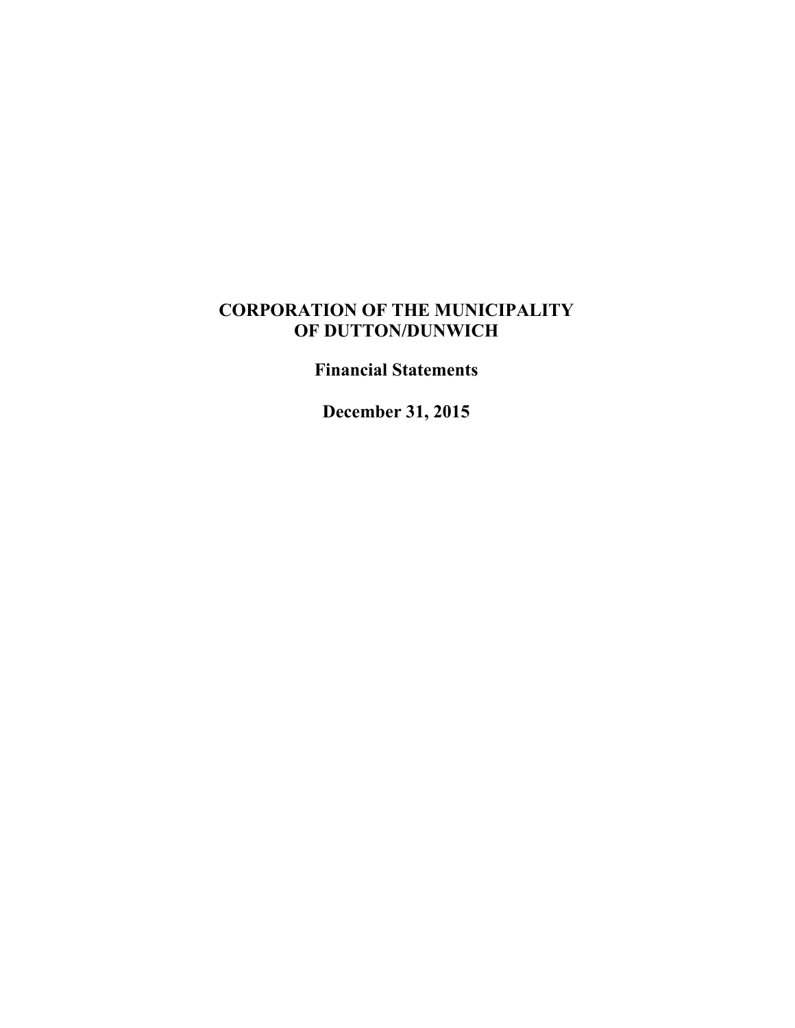# CORPORATION OF THE MUNICIPALITY OF DUTTON/DUNWICH

## Financial Statements

## December 31, 2015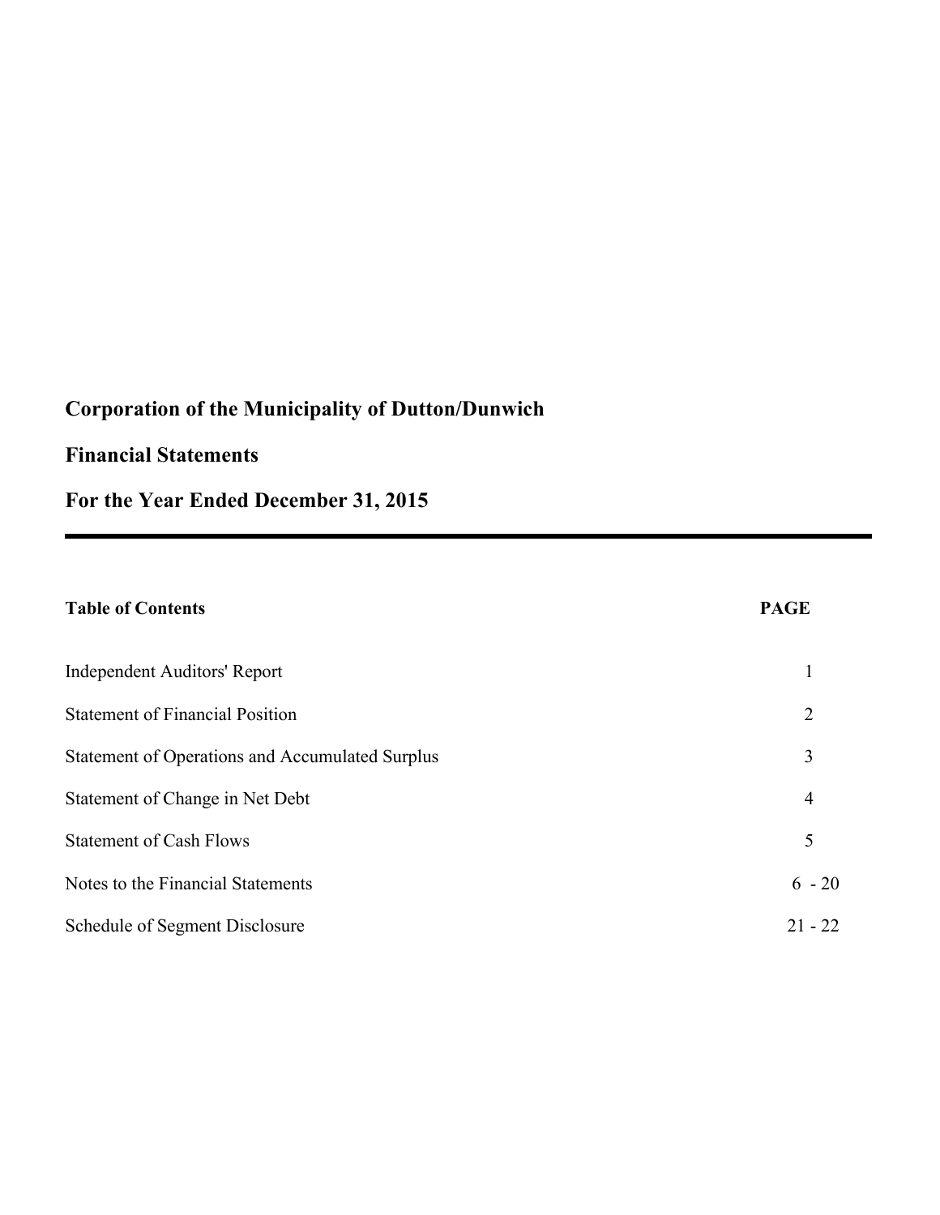# Corporation of the Municipality of Dutton/Dunwich

## Financial Statements

## For the Year Ended December 31, 2015

| **Table of Contents** | **PAGE** |
|---|---|
| Independent Auditors' Report | 1 |
| Statement of Financial Position | 2 |
| Statement of Operations and Accumulated Surplus | 3 |
| Statement of Change in Net Debt | 4 |
| Statement of Cash Flows | 5 |
| Notes to the Financial Statements | 6 - 20 |
| Schedule of Segment Disclosure | 21 - 22 |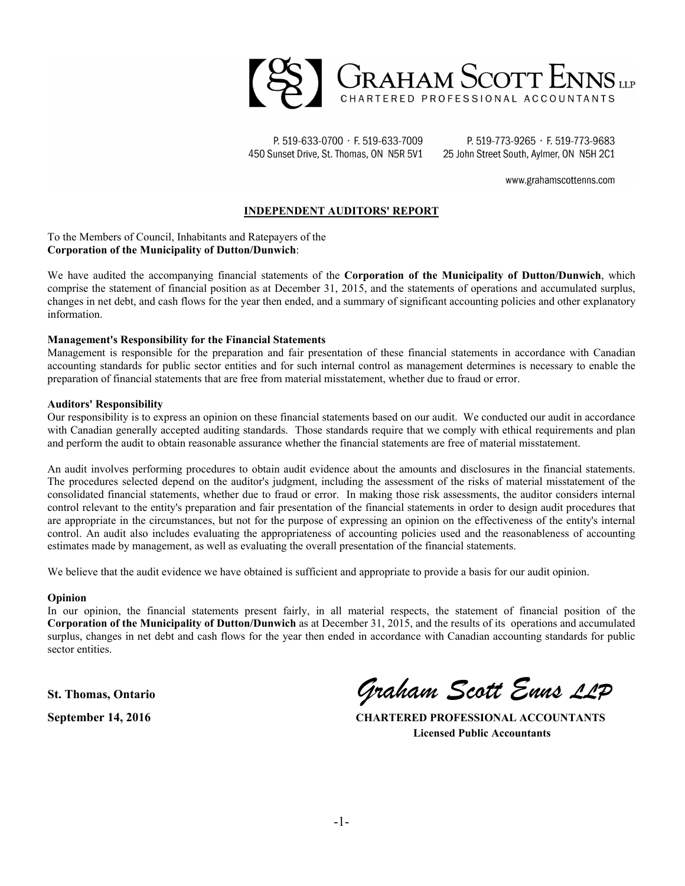# GRAHAM SCOTT ENNS LLP

CHARTERED PROFESSIONAL ACCOUNTANTS

P. 519-633-0700 · F. 519-633-7009
450 Sunset Drive, St. Thomas, ON N5R 5V1

P. 519-773-9265 · F. 519-773-9683
25 John Street South, Aylmer, ON N5H 2C1

www.grahamscottenns.com

## INDEPENDENT AUDITORS' REPORT

To the Members of Council, Inhabitants and Ratepayers of the
**Corporation of the Municipality of Dutton/Dunwich**:

We have audited the accompanying financial statements of the **Corporation of the Municipality of Dutton/Dunwich**, which comprise the statement of financial position as at December 31, 2015, and the statements of operations and accumulated surplus, changes in net debt, and cash flows for the year then ended, and a summary of significant accounting policies and other explanatory information.

**Management's Responsibility for the Financial Statements**
Management is responsible for the preparation and fair presentation of these financial statements in accordance with Canadian accounting standards for public sector entities and for such internal control as management determines is necessary to enable the preparation of financial statements that are free from material misstatement, whether due to fraud or error.

**Auditors' Responsibility**
Our responsibility is to express an opinion on these financial statements based on our audit. We conducted our audit in accordance with Canadian generally accepted auditing standards. Those standards require that we comply with ethical requirements and plan and perform the audit to obtain reasonable assurance whether the financial statements are free of material misstatement.

An audit involves performing procedures to obtain audit evidence about the amounts and disclosures in the financial statements. The procedures selected depend on the auditor's judgment, including the assessment of the risks of material misstatement of the consolidated financial statements, whether due to fraud or error. In making those risk assessments, the auditor considers internal control relevant to the entity's preparation and fair presentation of the financial statements in order to design audit procedures that are appropriate in the circumstances, but not for the purpose of expressing an opinion on the effectiveness of the entity's internal control. An audit also includes evaluating the appropriateness of accounting policies used and the reasonableness of accounting estimates made by management, as well as evaluating the overall presentation of the financial statements.

We believe that the audit evidence we have obtained is sufficient and appropriate to provide a basis for our audit opinion.

**Opinion**
In our opinion, the financial statements present fairly, in all material respects, the statement of financial position of the **Corporation of the Municipality of Dutton/Dunwich** as at December 31, 2015, and the results of its operations and accumulated surplus, changes in net debt and cash flows for the year then ended in accordance with Canadian accounting standards for public sector entities.

**St. Thomas, Ontario**

**September 14, 2016**

*Graham Scott Enns LLP*

**CHARTERED PROFESSIONAL ACCOUNTANTS**
**Licensed Public Accountants**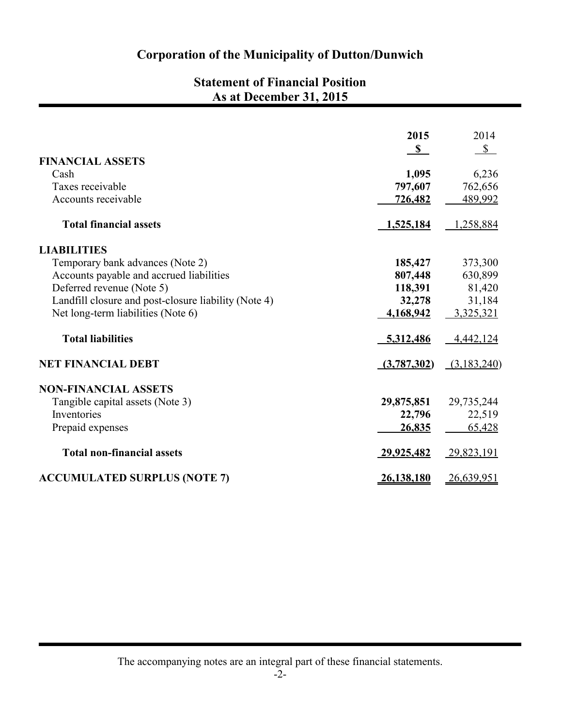# Corporation of the Municipality of Dutton/Dunwich

## Statement of Financial Position
## As at December 31, 2015

| | 2015 | 2014 |
|---|---|---|
| | **$** | $ |
| **FINANCIAL ASSETS** | | |
| Cash | **1,095** | 6,236 |
| Taxes receivable | **797,607** | 762,656 |
| Accounts receivable | **726,482** | 489,992 |
| **Total financial assets** | **1,525,184** | 1,258,884 |
| **LIABILITIES** | | |
| Temporary bank advances (Note 2) | **185,427** | 373,300 |
| Accounts payable and accrued liabilities | **807,448** | 630,899 |
| Deferred revenue (Note 5) | **118,391** | 81,420 |
| Landfill closure and post-closure liability (Note 4) | **32,278** | 31,184 |
| Net long-term liabilities (Note 6) | **4,168,942** | 3,325,321 |
| **Total liabilities** | **5,312,486** | 4,442,124 |
| **NET FINANCIAL DEBT** | **(3,787,302)** | (3,183,240) |
| **NON-FINANCIAL ASSETS** | | |
| Tangible capital assets (Note 3) | **29,875,851** | 29,735,244 |
| Inventories | **22,796** | 22,519 |
| Prepaid expenses | **26,835** | 65,428 |
| **Total non-financial assets** | **29,925,482** | 29,823,191 |
| **ACCUMULATED SURPLUS (NOTE 7)** | **26,138,180** | 26,639,951 |

The accompanying notes are an integral part of these financial statements.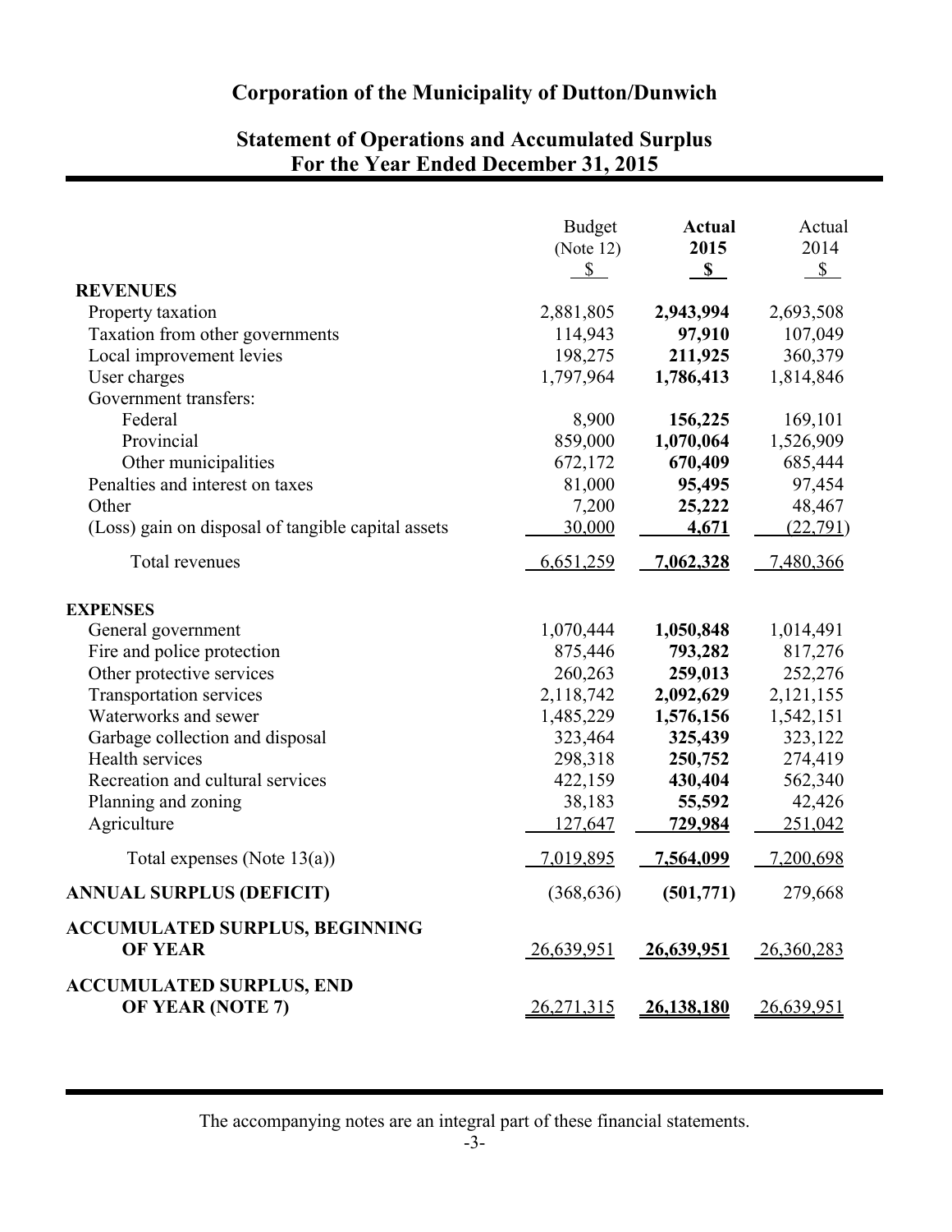# Corporation of the Municipality of Dutton/Dunwich

## Statement of Operations and Accumulated Surplus
## For the Year Ended December 31, 2015

| | Budget (Note 12) $ | **Actual 2015 $** | Actual 2014 $ |
|---|---|---|---|
| **REVENUES** | | | |
| Property taxation | 2,881,805 | **2,943,994** | 2,693,508 |
| Taxation from other governments | 114,943 | **97,910** | 107,049 |
| Local improvement levies | 198,275 | **211,925** | 360,379 |
| User charges | 1,797,964 | **1,786,413** | 1,814,846 |
| Government transfers: | | | |
| Federal | 8,900 | **156,225** | 169,101 |
| Provincial | 859,000 | **1,070,064** | 1,526,909 |
| Other municipalities | 672,172 | **670,409** | 685,444 |
| Penalties and interest on taxes | 81,000 | **95,495** | 97,454 |
| Other | 7,200 | **25,222** | 48,467 |
| (Loss) gain on disposal of tangible capital assets | 30,000 | **4,671** | (22,791) |
| Total revenues | 6,651,259 | **7,062,328** | 7,480,366 |
| **EXPENSES** | | | |
| General government | 1,070,444 | **1,050,848** | 1,014,491 |
| Fire and police protection | 875,446 | **793,282** | 817,276 |
| Other protective services | 260,263 | **259,013** | 252,276 |
| Transportation services | 2,118,742 | **2,092,629** | 2,121,155 |
| Waterworks and sewer | 1,485,229 | **1,576,156** | 1,542,151 |
| Garbage collection and disposal | 323,464 | **325,439** | 323,122 |
| Health services | 298,318 | **250,752** | 274,419 |
| Recreation and cultural services | 422,159 | **430,404** | 562,340 |
| Planning and zoning | 38,183 | **55,592** | 42,426 |
| Agriculture | 127,647 | **729,984** | 251,042 |
| Total expenses (Note 13(a)) | 7,019,895 | **7,564,099** | 7,200,698 |
| **ANNUAL SURPLUS (DEFICIT)** | (368,636) | **(501,771)** | 279,668 |
| **ACCUMULATED SURPLUS, BEGINNING OF YEAR** | 26,639,951 | **26,639,951** | 26,360,283 |
| **ACCUMULATED SURPLUS, END OF YEAR (NOTE 7)** | 26,271,315 | **26,138,180** | 26,639,951 |

The accompanying notes are an integral part of these financial statements.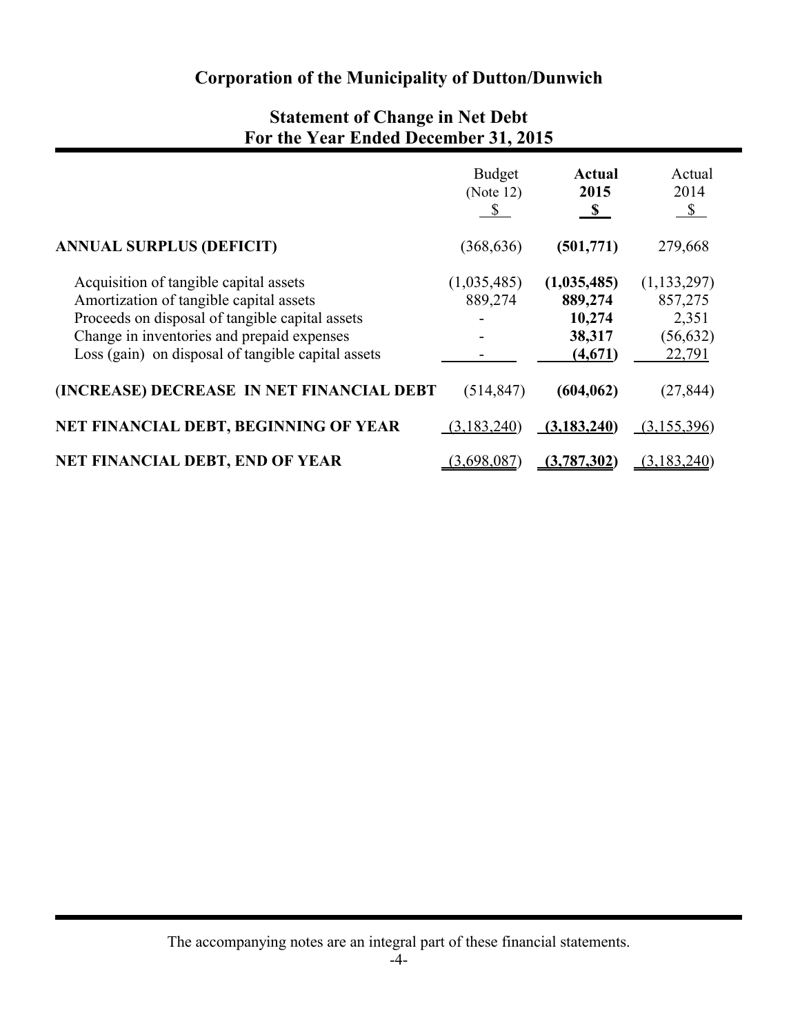# Corporation of the Municipality of Dutton/Dunwich

## Statement of Change in Net Debt
## For the Year Ended December 31, 2015

| | Budget (Note 12) $ | **Actual 2015 $** | Actual 2014 $ |
|---|---|---|---|
| **ANNUAL SURPLUS (DEFICIT)** | (368,636) | **(501,771)** | 279,668 |
| Acquisition of tangible capital assets | (1,035,485) | **(1,035,485)** | (1,133,297) |
| Amortization of tangible capital assets | 889,274 | **889,274** | 857,275 |
| Proceeds on disposal of tangible capital assets | - | **10,274** | 2,351 |
| Change in inventories and prepaid expenses | - | **38,317** | (56,632) |
| Loss (gain) on disposal of tangible capital assets | - | **(4,671)** | 22,791 |
| **(INCREASE) DECREASE IN NET FINANCIAL DEBT** | (514,847) | **(604,062)** | (27,844) |
| **NET FINANCIAL DEBT, BEGINNING OF YEAR** | (3,183,240) | **(3,183,240)** | (3,155,396) |
| **NET FINANCIAL DEBT, END OF YEAR** | (3,698,087) | **(3,787,302)** | (3,183,240) |

The accompanying notes are an integral part of these financial statements.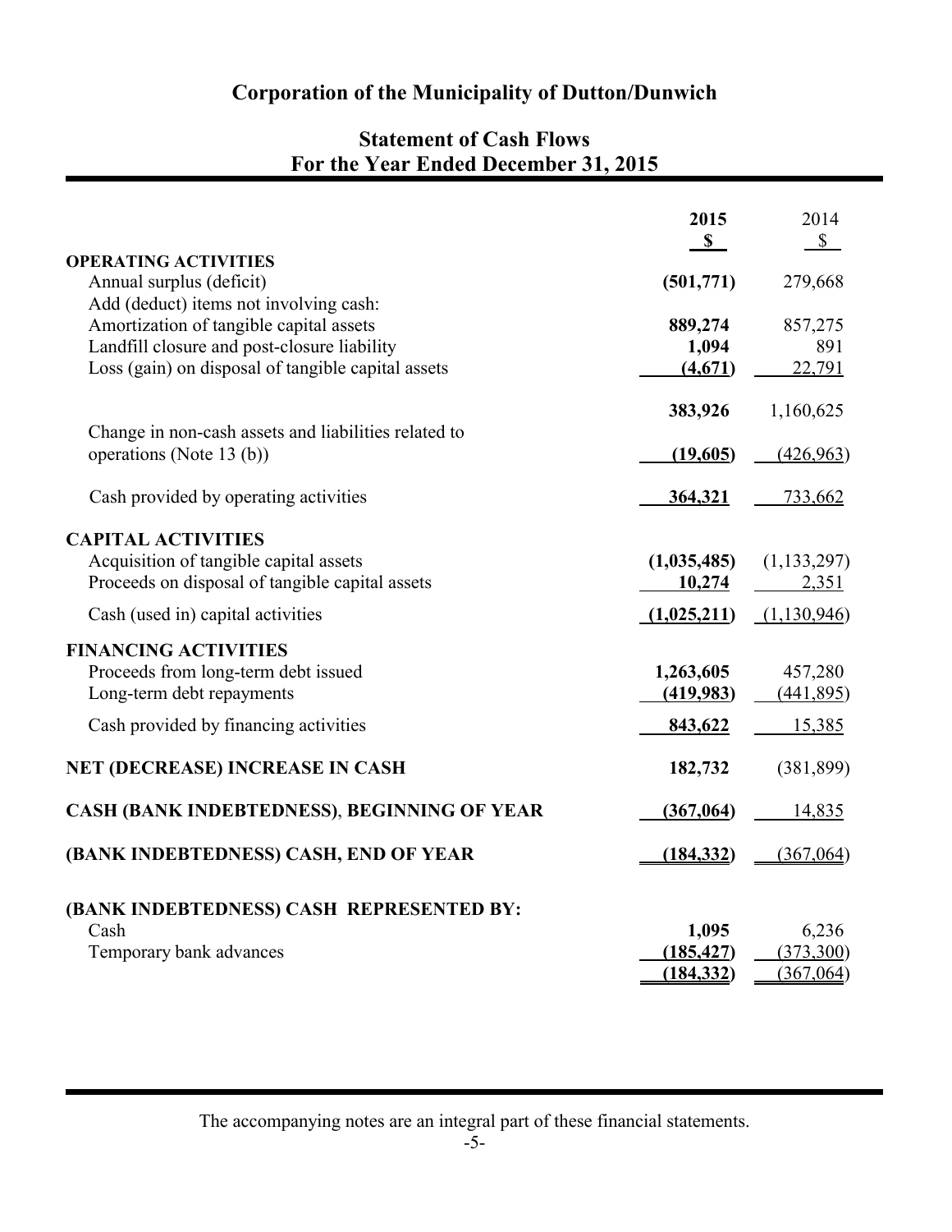# Corporation of the Municipality of Dutton/Dunwich

## Statement of Cash Flows
## For the Year Ended December 31, 2015

| | 2015 | 2014 |
|---|---|---|
| | $ | $ |
| **OPERATING ACTIVITIES** | | |
| Annual surplus (deficit) | **(501,771)** | 279,668 |
| Add (deduct) items not involving cash: | | |
| Amortization of tangible capital assets | **889,274** | 857,275 |
| Landfill closure and post-closure liability | **1,094** | 891 |
| Loss (gain) on disposal of tangible capital assets | **(4,671)** | 22,791 |
| | **383,926** | 1,160,625 |
| Change in non-cash assets and liabilities related to operations (Note 13 (b)) | **(19,605)** | (426,963) |
| Cash provided by operating activities | **364,321** | 733,662 |
| **CAPITAL ACTIVITIES** | | |
| Acquisition of tangible capital assets | **(1,035,485)** | (1,133,297) |
| Proceeds on disposal of tangible capital assets | **10,274** | 2,351 |
| Cash (used in) capital activities | **(1,025,211)** | (1,130,946) |
| **FINANCING ACTIVITIES** | | |
| Proceeds from long-term debt issued | **1,263,605** | 457,280 |
| Long-term debt repayments | **(419,983)** | (441,895) |
| Cash provided by financing activities | **843,622** | 15,385 |
| **NET (DECREASE) INCREASE IN CASH** | **182,732** | (381,899) |
| **CASH (BANK INDEBTEDNESS), BEGINNING OF YEAR** | **(367,064)** | 14,835 |
| **(BANK INDEBTEDNESS) CASH, END OF YEAR** | **(184,332)** | (367,064) |
| **(BANK INDEBTEDNESS) CASH REPRESENTED BY:** | | |
| Cash | **1,095** | 6,236 |
| Temporary bank advances | **(185,427)** | (373,300) |
| | **(184,332)** | (367,064) |

The accompanying notes are an integral part of these financial statements.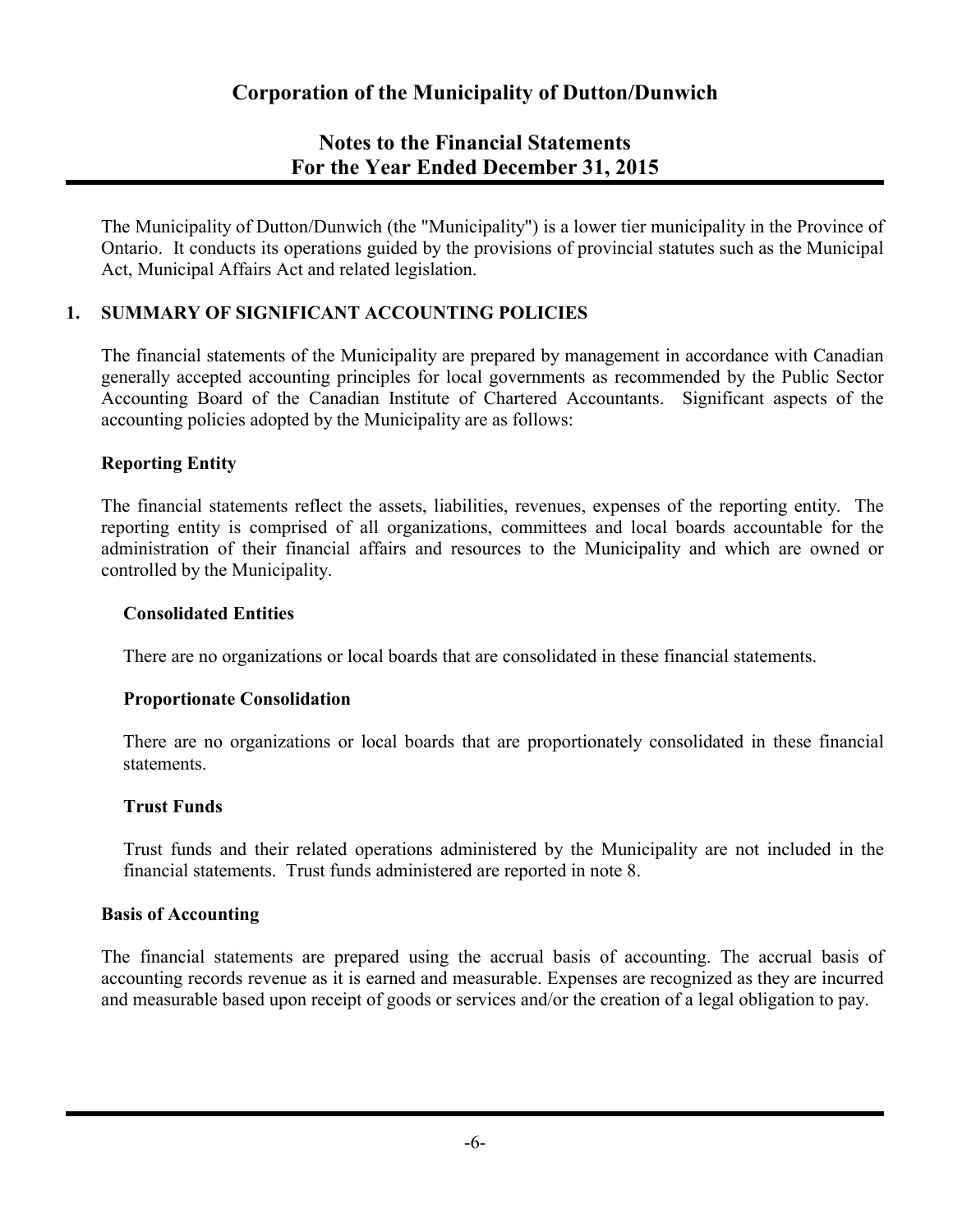# Corporation of the Municipality of Dutton/Dunwich

## Notes to the Financial Statements
## For the Year Ended December 31, 2015

The Municipality of Dutton/Dunwich (the "Municipality") is a lower tier municipality in the Province of Ontario. It conducts its operations guided by the provisions of provincial statutes such as the Municipal Act, Municipal Affairs Act and related legislation.

### 1. SUMMARY OF SIGNIFICANT ACCOUNTING POLICIES

The financial statements of the Municipality are prepared by management in accordance with Canadian generally accepted accounting principles for local governments as recommended by the Public Sector Accounting Board of the Canadian Institute of Chartered Accountants. Significant aspects of the accounting policies adopted by the Municipality are as follows:

**Reporting Entity**

The financial statements reflect the assets, liabilities, revenues, expenses of the reporting entity. The reporting entity is comprised of all organizations, committees and local boards accountable for the administration of their financial affairs and resources to the Municipality and which are owned or controlled by the Municipality.

**Consolidated Entities**

There are no organizations or local boards that are consolidated in these financial statements.

**Proportionate Consolidation**

There are no organizations or local boards that are proportionately consolidated in these financial statements.

**Trust Funds**

Trust funds and their related operations administered by the Municipality are not included in the financial statements. Trust funds administered are reported in note 8.

**Basis of Accounting**

The financial statements are prepared using the accrual basis of accounting. The accrual basis of accounting records revenue as it is earned and measurable. Expenses are recognized as they are incurred and measurable based upon receipt of goods or services and/or the creation of a legal obligation to pay.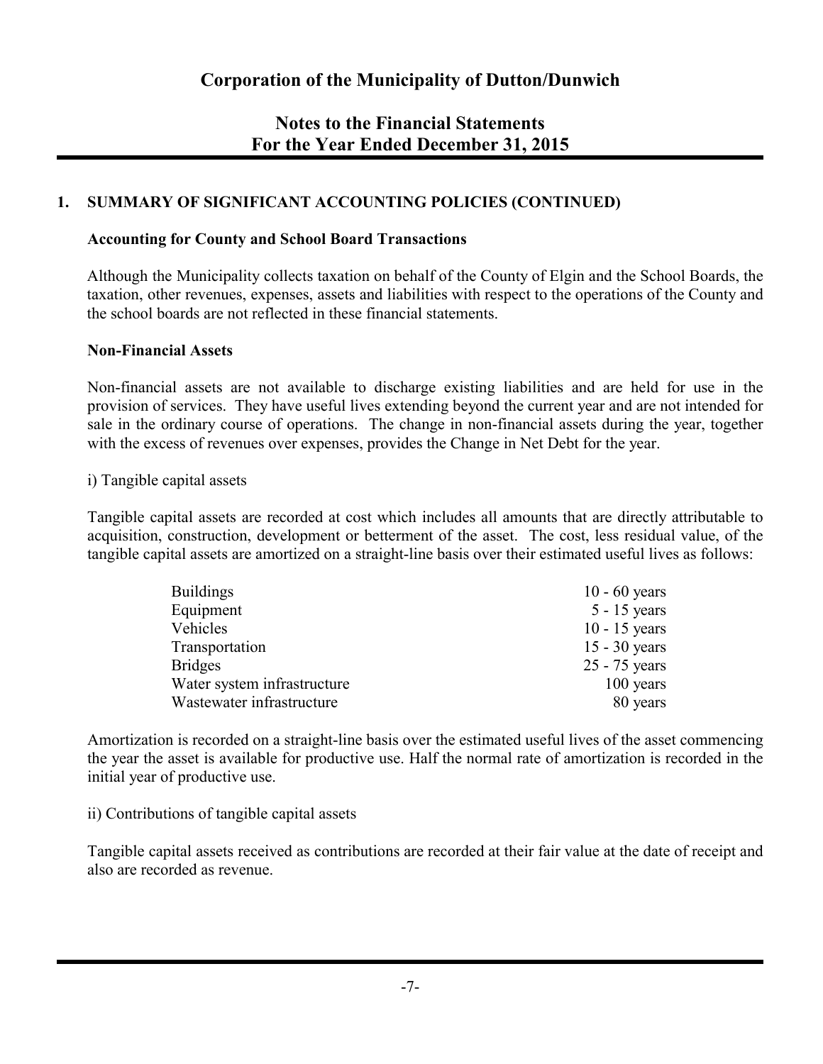# Corporation of the Municipality of Dutton/Dunwich

## Notes to the Financial Statements
## For the Year Ended December 31, 2015

### 1. SUMMARY OF SIGNIFICANT ACCOUNTING POLICIES (CONTINUED)

**Accounting for County and School Board Transactions**

Although the Municipality collects taxation on behalf of the County of Elgin and the School Boards, the taxation, other revenues, expenses, assets and liabilities with respect to the operations of the County and the school boards are not reflected in these financial statements.

**Non-Financial Assets**

Non-financial assets are not available to discharge existing liabilities and are held for use in the provision of services. They have useful lives extending beyond the current year and are not intended for sale in the ordinary course of operations. The change in non-financial assets during the year, together with the excess of revenues over expenses, provides the Change in Net Debt for the year.

i) Tangible capital assets

Tangible capital assets are recorded at cost which includes all amounts that are directly attributable to acquisition, construction, development or betterment of the asset. The cost, less residual value, of the tangible capital assets are amortized on a straight-line basis over their estimated useful lives as follows:

| | |
|---|---|
| Buildings | 10 - 60 years |
| Equipment | 5 - 15 years |
| Vehicles | 10 - 15 years |
| Transportation | 15 - 30 years |
| Bridges | 25 - 75 years |
| Water system infrastructure | 100 years |
| Wastewater infrastructure | 80 years |

Amortization is recorded on a straight-line basis over the estimated useful lives of the asset commencing the year the asset is available for productive use. Half the normal rate of amortization is recorded in the initial year of productive use.

ii) Contributions of tangible capital assets

Tangible capital assets received as contributions are recorded at their fair value at the date of receipt and also are recorded as revenue.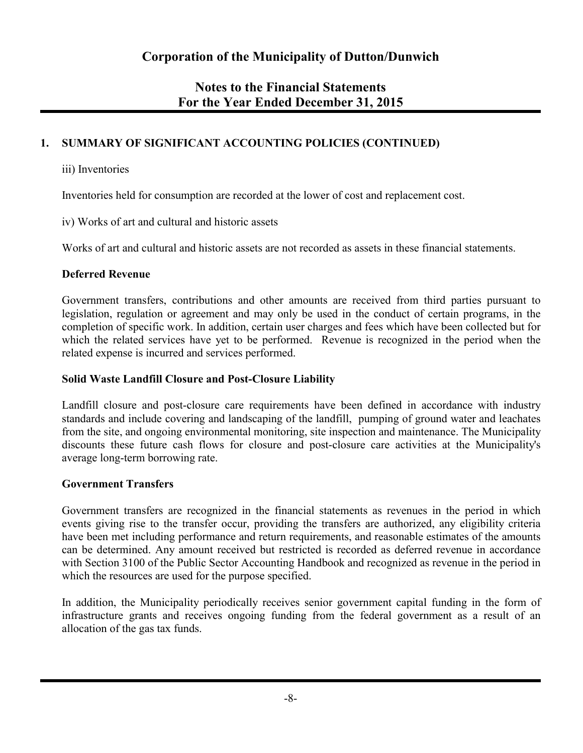# Corporation of the Municipality of Dutton/Dunwich

## Notes to the Financial Statements
## For the Year Ended December 31, 2015

### 1. SUMMARY OF SIGNIFICANT ACCOUNTING POLICIES (CONTINUED)

iii) Inventories

Inventories held for consumption are recorded at the lower of cost and replacement cost.

iv) Works of art and cultural and historic assets

Works of art and cultural and historic assets are not recorded as assets in these financial statements.

**Deferred Revenue**

Government transfers, contributions and other amounts are received from third parties pursuant to legislation, regulation or agreement and may only be used in the conduct of certain programs, in the completion of specific work. In addition, certain user charges and fees which have been collected but for which the related services have yet to be performed. Revenue is recognized in the period when the related expense is incurred and services performed.

**Solid Waste Landfill Closure and Post-Closure Liability**

Landfill closure and post-closure care requirements have been defined in accordance with industry standards and include covering and landscaping of the landfill, pumping of ground water and leachates from the site, and ongoing environmental monitoring, site inspection and maintenance. The Municipality discounts these future cash flows for closure and post-closure care activities at the Municipality's average long-term borrowing rate.

**Government Transfers**

Government transfers are recognized in the financial statements as revenues in the period in which events giving rise to the transfer occur, providing the transfers are authorized, any eligibility criteria have been met including performance and return requirements, and reasonable estimates of the amounts can be determined. Any amount received but restricted is recorded as deferred revenue in accordance with Section 3100 of the Public Sector Accounting Handbook and recognized as revenue in the period in which the resources are used for the purpose specified.

In addition, the Municipality periodically receives senior government capital funding in the form of infrastructure grants and receives ongoing funding from the federal government as a result of an allocation of the gas tax funds.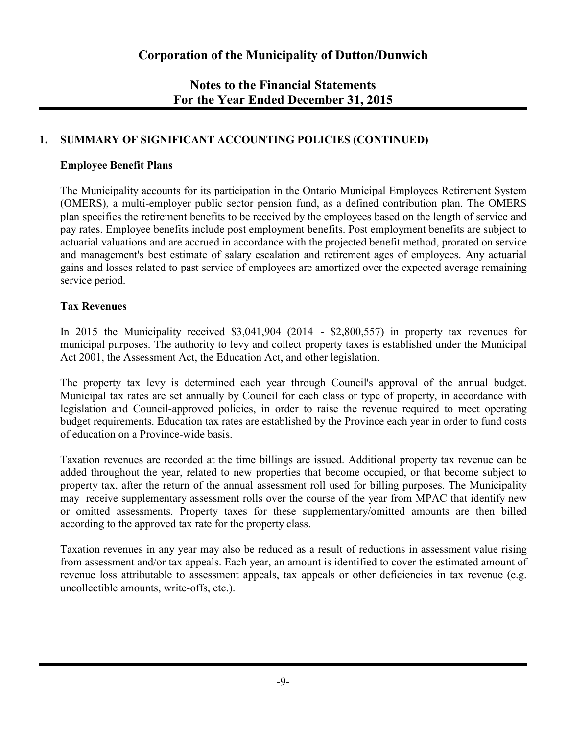# Corporation of the Municipality of Dutton/Dunwich

## Notes to the Financial Statements
## For the Year Ended December 31, 2015

### 1. SUMMARY OF SIGNIFICANT ACCOUNTING POLICIES (CONTINUED)

**Employee Benefit Plans**

The Municipality accounts for its participation in the Ontario Municipal Employees Retirement System (OMERS), a multi-employer public sector pension fund, as a defined contribution plan. The OMERS plan specifies the retirement benefits to be received by the employees based on the length of service and pay rates. Employee benefits include post employment benefits. Post employment benefits are subject to actuarial valuations and are accrued in accordance with the projected benefit method, prorated on service and management's best estimate of salary escalation and retirement ages of employees. Any actuarial gains and losses related to past service of employees are amortized over the expected average remaining service period.

**Tax Revenues**

In 2015 the Municipality received $3,041,904 (2014 - $2,800,557) in property tax revenues for municipal purposes. The authority to levy and collect property taxes is established under the Municipal Act 2001, the Assessment Act, the Education Act, and other legislation.

The property tax levy is determined each year through Council's approval of the annual budget. Municipal tax rates are set annually by Council for each class or type of property, in accordance with legislation and Council-approved policies, in order to raise the revenue required to meet operating budget requirements. Education tax rates are established by the Province each year in order to fund costs of education on a Province-wide basis.

Taxation revenues are recorded at the time billings are issued. Additional property tax revenue can be added throughout the year, related to new properties that become occupied, or that become subject to property tax, after the return of the annual assessment roll used for billing purposes. The Municipality may receive supplementary assessment rolls over the course of the year from MPAC that identify new or omitted assessments. Property taxes for these supplementary/omitted amounts are then billed according to the approved tax rate for the property class.

Taxation revenues in any year may also be reduced as a result of reductions in assessment value rising from assessment and/or tax appeals. Each year, an amount is identified to cover the estimated amount of revenue loss attributable to assessment appeals, tax appeals or other deficiencies in tax revenue (e.g. uncollectible amounts, write-offs, etc.).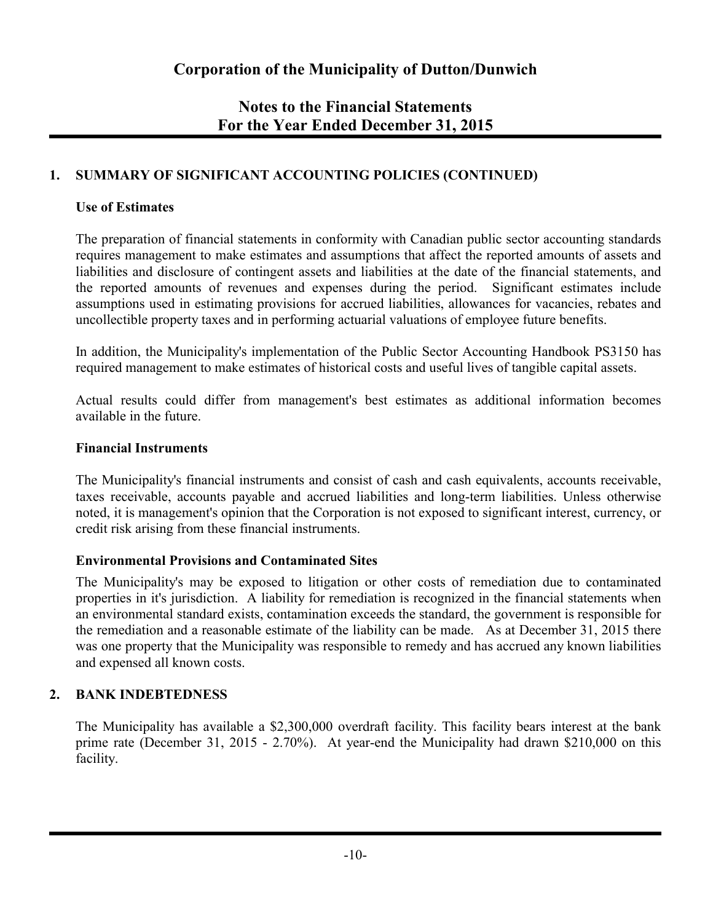# Corporation of the Municipality of Dutton/Dunwich

## Notes to the Financial Statements
## For the Year Ended December 31, 2015

### 1. SUMMARY OF SIGNIFICANT ACCOUNTING POLICIES (CONTINUED)

**Use of Estimates**

The preparation of financial statements in conformity with Canadian public sector accounting standards requires management to make estimates and assumptions that affect the reported amounts of assets and liabilities and disclosure of contingent assets and liabilities at the date of the financial statements, and the reported amounts of revenues and expenses during the period. Significant estimates include assumptions used in estimating provisions for accrued liabilities, allowances for vacancies, rebates and uncollectible property taxes and in performing actuarial valuations of employee future benefits.

In addition, the Municipality's implementation of the Public Sector Accounting Handbook PS3150 has required management to make estimates of historical costs and useful lives of tangible capital assets.

Actual results could differ from management's best estimates as additional information becomes available in the future.

**Financial Instruments**

The Municipality's financial instruments and consist of cash and cash equivalents, accounts receivable, taxes receivable, accounts payable and accrued liabilities and long-term liabilities. Unless otherwise noted, it is management's opinion that the Corporation is not exposed to significant interest, currency, or credit risk arising from these financial instruments.

**Environmental Provisions and Contaminated Sites**

The Municipality's may be exposed to litigation or other costs of remediation due to contaminated properties in it's jurisdiction. A liability for remediation is recognized in the financial statements when an environmental standard exists, contamination exceeds the standard, the government is responsible for the remediation and a reasonable estimate of the liability can be made. As at December 31, 2015 there was one property that the Municipality was responsible to remedy and has accrued any known liabilities and expensed all known costs.

### 2. BANK INDEBTEDNESS

The Municipality has available a $2,300,000 overdraft facility. This facility bears interest at the bank prime rate (December 31, 2015 - 2.70%). At year-end the Municipality had drawn $210,000 on this facility.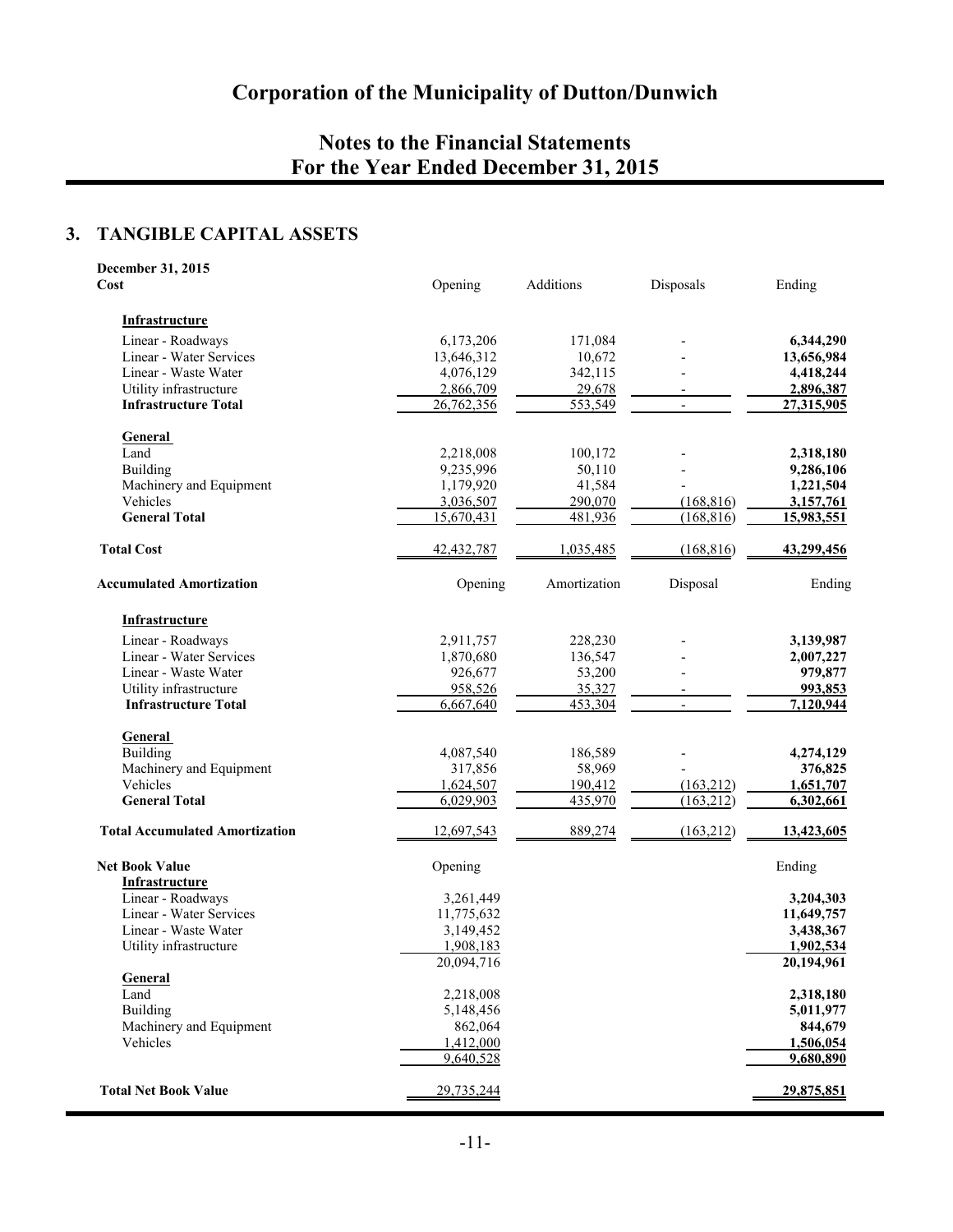# Corporation of the Municipality of Dutton/Dunwich

## Notes to the Financial Statements
## For the Year Ended December 31, 2015

### 3. TANGIBLE CAPITAL ASSETS

| **December 31, 2015**<br>**Cost** | Opening | Additions | Disposals | Ending |
|---|---|---|---|---|
| **Infrastructure** | | | | |
| Linear - Roadways | 6,173,206 | 171,084 | - | **6,344,290** |
| Linear - Water Services | 13,646,312 | 10,672 | - | **13,656,984** |
| Linear - Waste Water | 4,076,129 | 342,115 | - | **4,418,244** |
| Utility infrastructure | 2,866,709 | 29,678 | - | **2,896,387** |
| **Infrastructure Total** | 26,762,356 | 553,549 | - | **27,315,905** |
| **General** | | | | |
| Land | 2,218,008 | 100,172 | - | **2,318,180** |
| Building | 9,235,996 | 50,110 | - | **9,286,106** |
| Machinery and Equipment | 1,179,920 | 41,584 | - | **1,221,504** |
| Vehicles | 3,036,507 | 290,070 | (168,816) | **3,157,761** |
| **General Total** | 15,670,431 | 481,936 | (168,816) | **15,983,551** |
| **Total Cost** | 42,432,787 | 1,035,485 | (168,816) | **43,299,456** |

| **Accumulated Amortization** | Opening | Amortization | Disposal | Ending |
|---|---|---|---|---|
| **Infrastructure** | | | | |
| Linear - Roadways | 2,911,757 | 228,230 | - | **3,139,987** |
| Linear - Water Services | 1,870,680 | 136,547 | - | **2,007,227** |
| Linear - Waste Water | 926,677 | 53,200 | - | **979,877** |
| Utility infrastructure | 958,526 | 35,327 | - | **993,853** |
| **Infrastructure Total** | 6,667,640 | 453,304 | - | **7,120,944** |
| **General** | | | | |
| Building | 4,087,540 | 186,589 | - | **4,274,129** |
| Machinery and Equipment | 317,856 | 58,969 | - | **376,825** |
| Vehicles | 1,624,507 | 190,412 | (163,212) | **1,651,707** |
| **General Total** | 6,029,903 | 435,970 | (163,212) | **6,302,661** |
| **Total Accumulated Amortization** | 12,697,543 | 889,274 | (163,212) | **13,423,605** |

| **Net Book Value** | Opening | Ending |
|---|---|---|
| **Infrastructure** | | |
| Linear - Roadways | 3,261,449 | **3,204,303** |
| Linear - Water Services | 11,775,632 | **11,649,757** |
| Linear - Waste Water | 3,149,452 | **3,438,367** |
| Utility infrastructure | 1,908,183 | **1,902,534** |
| | 20,094,716 | **20,194,961** |
| **General** | | |
| Land | 2,218,008 | **2,318,180** |
| Building | 5,148,456 | **5,011,977** |
| Machinery and Equipment | 862,064 | **844,679** |
| Vehicles | 1,412,000 | **1,506,054** |
| | 9,640,528 | **9,680,890** |
| **Total Net Book Value** | 29,735,244 | **29,875,851** |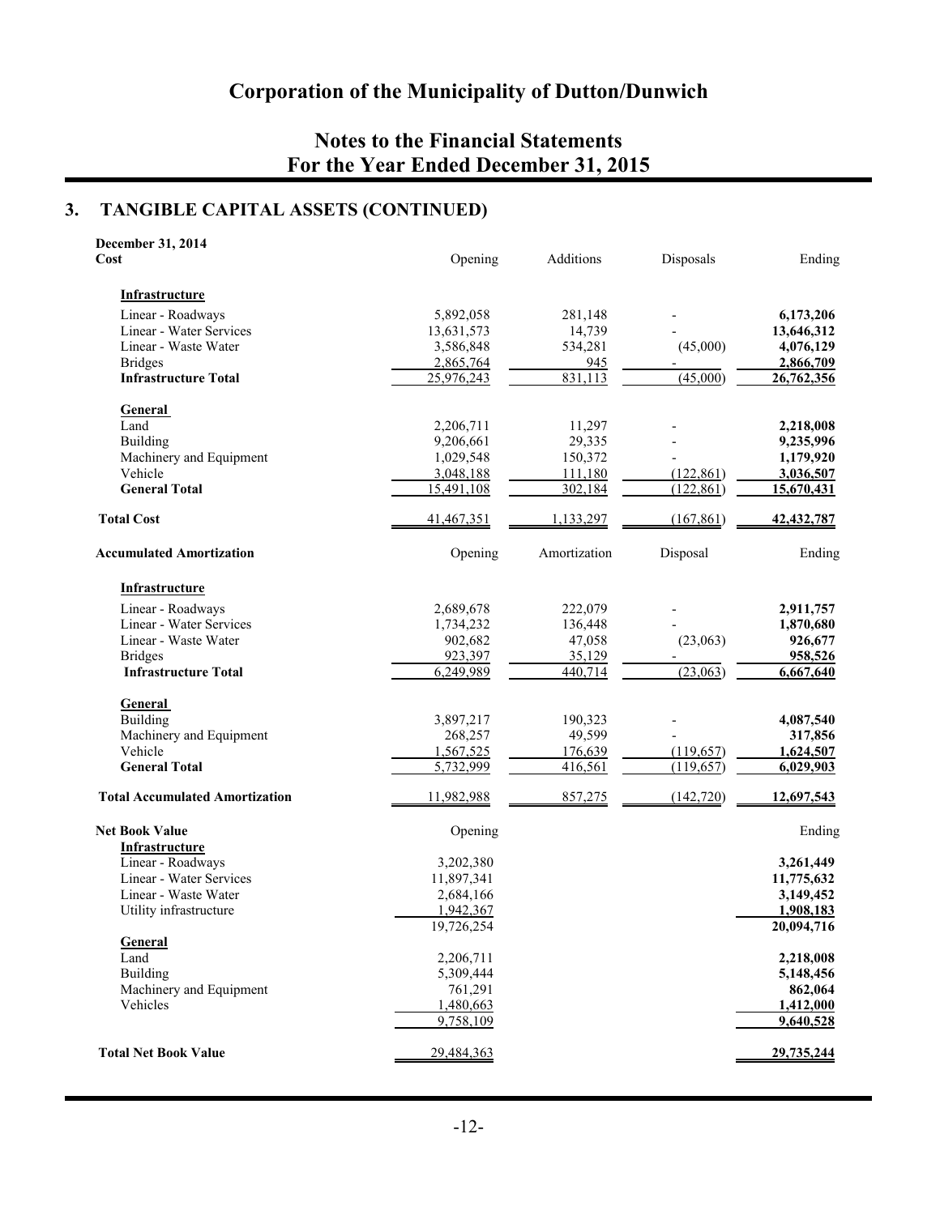# Corporation of the Municipality of Dutton/Dunwich

## Notes to the Financial Statements For the Year Ended December 31, 2015

### 3. TANGIBLE CAPITAL ASSETS (CONTINUED)

**December 31, 2014**

| **Cost** | Opening | Additions | Disposals | Ending |
|---|---|---|---|---|
| **Infrastructure** | | | | |
| Linear - Roadways | 5,892,058 | 281,148 | - | **6,173,206** |
| Linear - Water Services | 13,631,573 | 14,739 | - | **13,646,312** |
| Linear - Waste Water | 3,586,848 | 534,281 | (45,000) | **4,076,129** |
| Bridges | 2,865,764 | 945 | - | **2,866,709** |
| **Infrastructure Total** | 25,976,243 | 831,113 | (45,000) | **26,762,356** |
| **General** | | | | |
| Land | 2,206,711 | 11,297 | - | **2,218,008** |
| Building | 9,206,661 | 29,335 | - | **9,235,996** |
| Machinery and Equipment | 1,029,548 | 150,372 | - | **1,179,920** |
| Vehicle | 3,048,188 | 111,180 | (122,861) | **3,036,507** |
| **General Total** | 15,491,108 | 302,184 | (122,861) | **15,670,431** |
| **Total Cost** | 41,467,351 | 1,133,297 | (167,861) | **42,432,787** |

| **Accumulated Amortization** | Opening | Amortization | Disposal | Ending |
|---|---|---|---|---|
| **Infrastructure** | | | | |
| Linear - Roadways | 2,689,678 | 222,079 | - | **2,911,757** |
| Linear - Water Services | 1,734,232 | 136,448 | - | **1,870,680** |
| Linear - Waste Water | 902,682 | 47,058 | (23,063) | **926,677** |
| Bridges | 923,397 | 35,129 | - | **958,526** |
| **Infrastructure Total** | 6,249,989 | 440,714 | (23,063) | **6,667,640** |
| **General** | | | | |
| Building | 3,897,217 | 190,323 | - | **4,087,540** |
| Machinery and Equipment | 268,257 | 49,599 | - | **317,856** |
| Vehicle | 1,567,525 | 176,639 | (119,657) | **1,624,507** |
| **General Total** | 5,732,999 | 416,561 | (119,657) | **6,029,903** |
| **Total Accumulated Amortization** | 11,982,988 | 857,275 | (142,720) | **12,697,543** |

| **Net Book Value** | Opening | Ending |
|---|---|---|
| **Infrastructure** | | |
| Linear - Roadways | 3,202,380 | **3,261,449** |
| Linear - Water Services | 11,897,341 | **11,775,632** |
| Linear - Waste Water | 2,684,166 | **3,149,452** |
| Utility infrastructure | 1,942,367 | **1,908,183** |
| | 19,726,254 | **20,094,716** |
| **General** | | |
| Land | 2,206,711 | **2,218,008** |
| Building | 5,309,444 | **5,148,456** |
| Machinery and Equipment | 761,291 | **862,064** |
| Vehicles | 1,480,663 | **1,412,000** |
| | 9,758,109 | **9,640,528** |
| **Total Net Book Value** | 29,484,363 | **29,735,244** |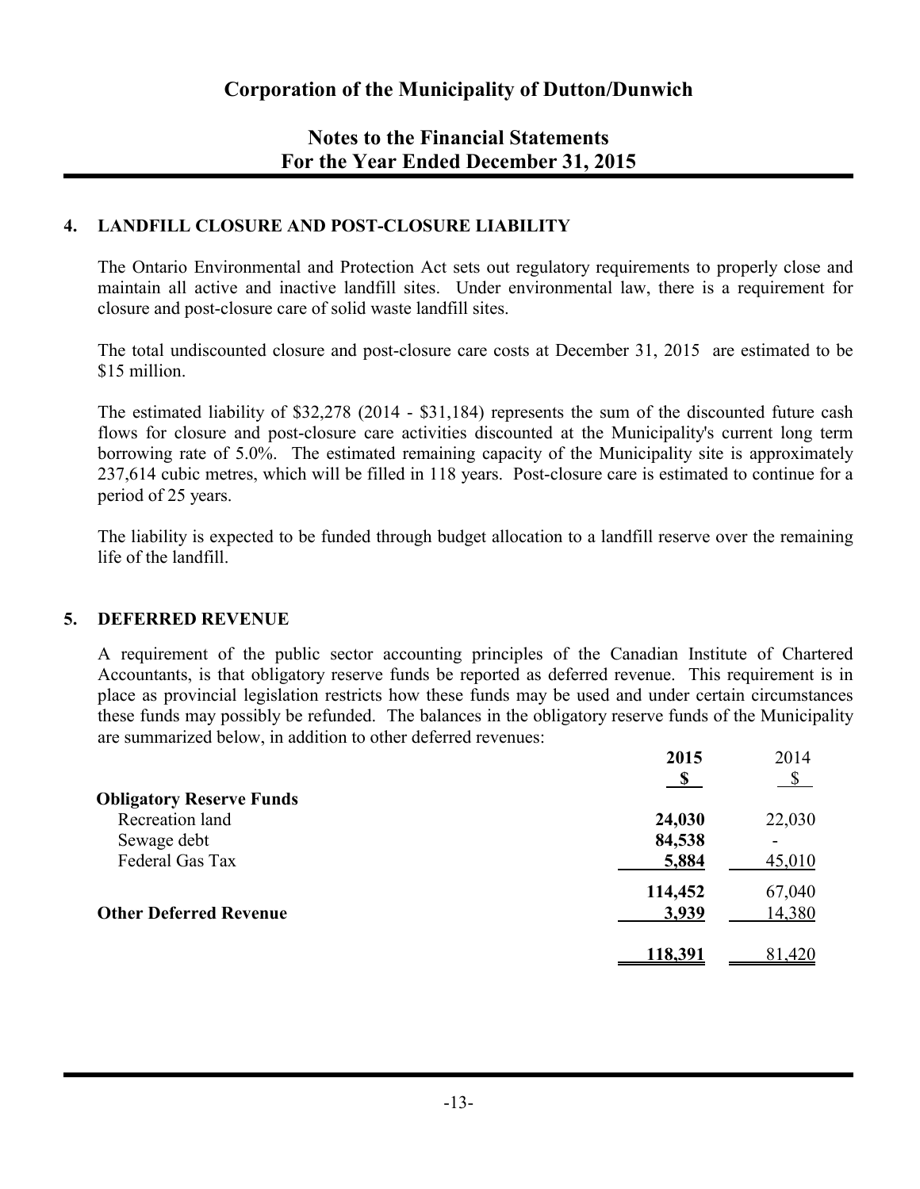# Corporation of the Municipality of Dutton/Dunwich

## Notes to the Financial Statements For the Year Ended December 31, 2015

### 4. LANDFILL CLOSURE AND POST-CLOSURE LIABILITY

The Ontario Environmental and Protection Act sets out regulatory requirements to properly close and maintain all active and inactive landfill sites. Under environmental law, there is a requirement for closure and post-closure care of solid waste landfill sites.

The total undiscounted closure and post-closure care costs at December 31, 2015 are estimated to be $15 million.

The estimated liability of $32,278 (2014 - $31,184) represents the sum of the discounted future cash flows for closure and post-closure care activities discounted at the Municipality's current long term borrowing rate of 5.0%. The estimated remaining capacity of the Municipality site is approximately 237,614 cubic metres, which will be filled in 118 years. Post-closure care is estimated to continue for a period of 25 years.

The liability is expected to be funded through budget allocation to a landfill reserve over the remaining life of the landfill.

### 5. DEFERRED REVENUE

A requirement of the public sector accounting principles of the Canadian Institute of Chartered Accountants, is that obligatory reserve funds be reported as deferred revenue. This requirement is in place as provincial legislation restricts how these funds may be used and under certain circumstances these funds may possibly be refunded. The balances in the obligatory reserve funds of the Municipality are summarized below, in addition to other deferred revenues:

| | **2015** | 2014 |
|---|---|---|
| | **$** | $ |
| **Obligatory Reserve Funds** | | |
| Recreation land | **24,030** | 22,030 |
| Sewage debt | **84,538** | - |
| Federal Gas Tax | **5,884** | 45,010 |
| | **114,452** | 67,040 |
| **Other Deferred Revenue** | **3,939** | 14,380 |
| | **118,391** | 81,420 |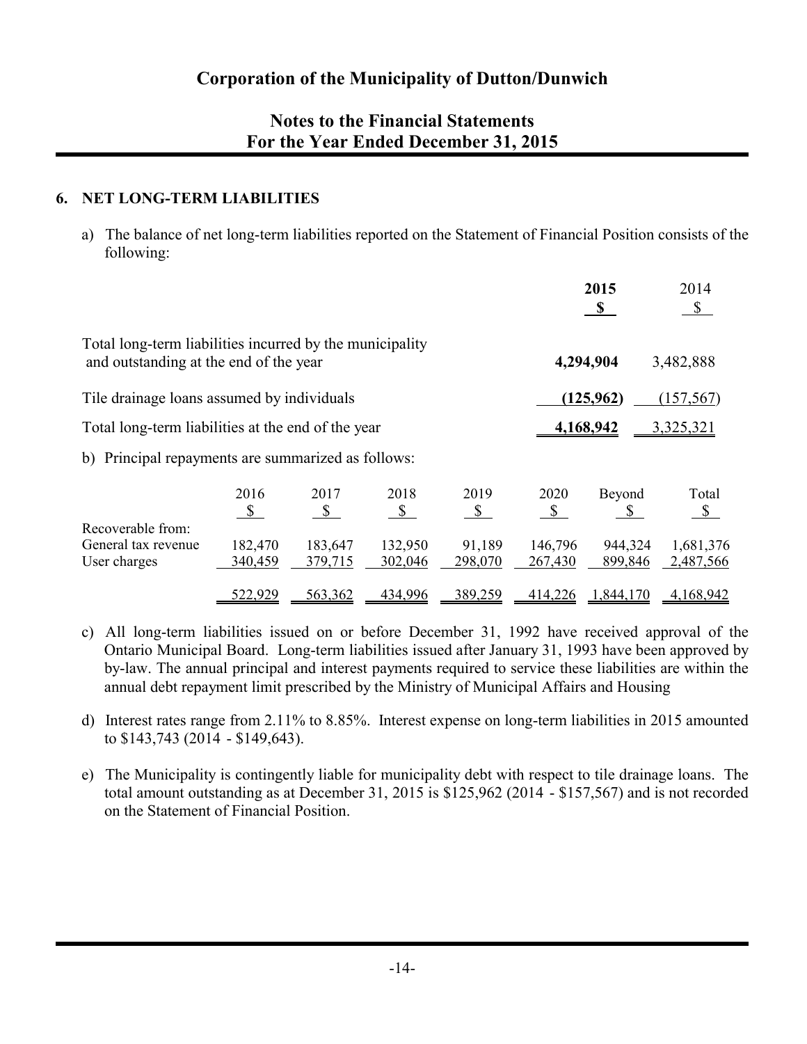# Corporation of the Municipality of Dutton/Dunwich

## Notes to the Financial Statements
## For the Year Ended December 31, 2015

### 6. NET LONG-TERM LIABILITIES

a) The balance of net long-term liabilities reported on the Statement of Financial Position consists of the following:

| | **2015** | 2014 |
|---|---|---|
| | **$** | $ |
| Total long-term liabilities incurred by the municipality and outstanding at the end of the year | **4,294,904** | 3,482,888 |
| Tile drainage loans assumed by individuals | **(125,962)** | (157,567) |
| Total long-term liabilities at the end of the year | **4,168,942** | 3,325,321 |

b) Principal repayments are summarized as follows:

| | 2016 | 2017 | 2018 | 2019 | 2020 | Beyond | Total |
|---|---|---|---|---|---|---|---|
| | $ | $ | $ | $ | $ | $ | $ |
| Recoverable from: | | | | | | | |
| General tax revenue | 182,470 | 183,647 | 132,950 | 91,189 | 146,796 | 944,324 | 1,681,376 |
| User charges | 340,459 | 379,715 | 302,046 | 298,070 | 267,430 | 899,846 | 2,487,566 |
| | 522,929 | 563,362 | 434,996 | 389,259 | 414,226 | 1,844,170 | 4,168,942 |

c) All long-term liabilities issued on or before December 31, 1992 have received approval of the Ontario Municipal Board. Long-term liabilities issued after January 31, 1993 have been approved by by-law. The annual principal and interest payments required to service these liabilities are within the annual debt repayment limit prescribed by the Ministry of Municipal Affairs and Housing

d) Interest rates range from 2.11% to 8.85%. Interest expense on long-term liabilities in 2015 amounted to $143,743 (2014 - $149,643).

e) The Municipality is contingently liable for municipality debt with respect to tile drainage loans. The total amount outstanding as at December 31, 2015 is $125,962 (2014 - $157,567) and is not recorded on the Statement of Financial Position.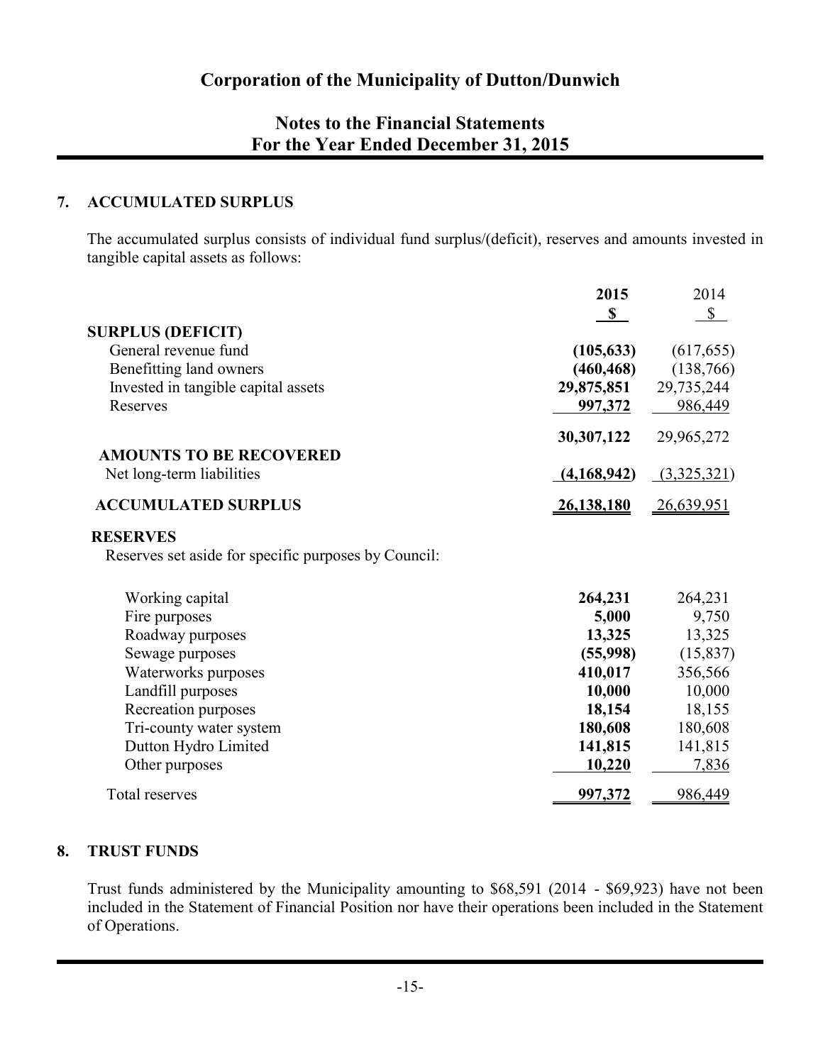# Corporation of the Municipality of Dutton/Dunwich

## Notes to the Financial Statements
## For the Year Ended December 31, 2015

### 7. ACCUMULATED SURPLUS

The accumulated surplus consists of individual fund surplus/(deficit), reserves and amounts invested in tangible capital assets as follows:

| | 2015 $ | 2014 $ |
|---|---|---|
| **SURPLUS (DEFICIT)** | | |
| General revenue fund | **(105,633)** | (617,655) |
| Benefitting land owners | **(460,468)** | (138,766) |
| Invested in tangible capital assets | **29,875,851** | 29,735,244 |
| Reserves | **997,372** | 986,449 |
| | **30,307,122** | 29,965,272 |
| **AMOUNTS TO BE RECOVERED** | | |
| Net long-term liabilities | **(4,168,942)** | (3,325,321) |
| **ACCUMULATED SURPLUS** | **26,138,180** | 26,639,951 |

**RESERVES**

Reserves set aside for specific purposes by Council:

| | 2015 | 2014 |
|---|---|---|
| Working capital | **264,231** | 264,231 |
| Fire purposes | **5,000** | 9,750 |
| Roadway purposes | **13,325** | 13,325 |
| Sewage purposes | **(55,998)** | (15,837) |
| Waterworks purposes | **410,017** | 356,566 |
| Landfill purposes | **10,000** | 10,000 |
| Recreation purposes | **18,154** | 18,155 |
| Tri-county water system | **180,608** | 180,608 |
| Dutton Hydro Limited | **141,815** | 141,815 |
| Other purposes | **10,220** | 7,836 |
| Total reserves | **997,372** | 986,449 |

### 8. TRUST FUNDS

Trust funds administered by the Municipality amounting to $68,591 (2014 - $69,923) have not been included in the Statement of Financial Position nor have their operations been included in the Statement of Operations.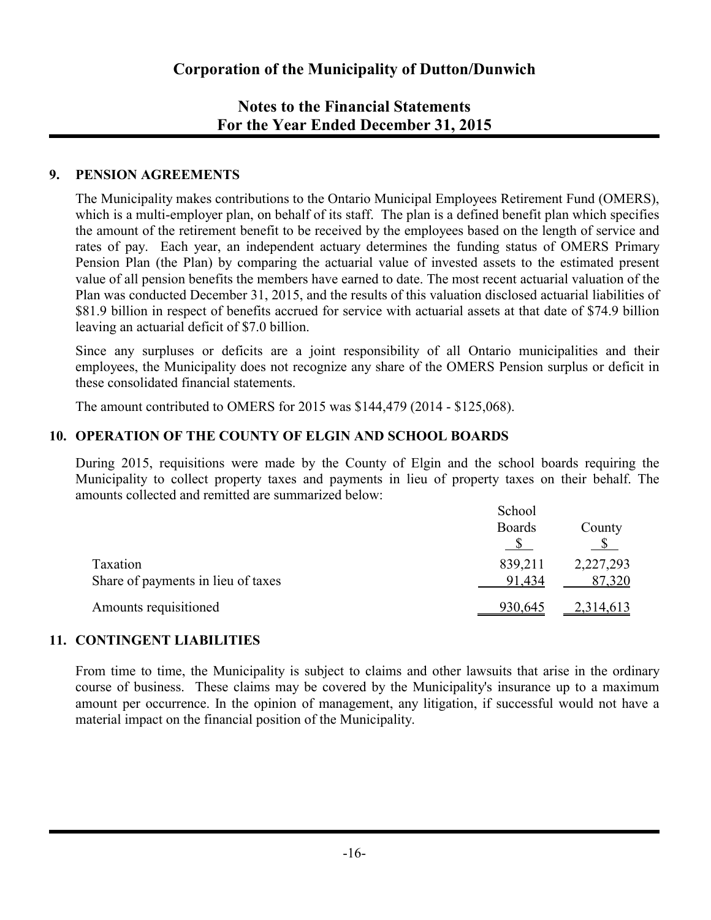# Corporation of the Municipality of Dutton/Dunwich

## Notes to the Financial Statements
## For the Year Ended December 31, 2015

### 9. PENSION AGREEMENTS

The Municipality makes contributions to the Ontario Municipal Employees Retirement Fund (OMERS), which is a multi-employer plan, on behalf of its staff. The plan is a defined benefit plan which specifies the amount of the retirement benefit to be received by the employees based on the length of service and rates of pay. Each year, an independent actuary determines the funding status of OMERS Primary Pension Plan (the Plan) by comparing the actuarial value of invested assets to the estimated present value of all pension benefits the members have earned to date. The most recent actuarial valuation of the Plan was conducted December 31, 2015, and the results of this valuation disclosed actuarial liabilities of $81.9 billion in respect of benefits accrued for service with actuarial assets at that date of $74.9 billion leaving an actuarial deficit of $7.0 billion.

Since any surpluses or deficits are a joint responsibility of all Ontario municipalities and their employees, the Municipality does not recognize any share of the OMERS Pension surplus or deficit in these consolidated financial statements.

The amount contributed to OMERS for 2015 was $144,479 (2014 - $125,068).

### 10. OPERATION OF THE COUNTY OF ELGIN AND SCHOOL BOARDS

During 2015, requisitions were made by the County of Elgin and the school boards requiring the Municipality to collect property taxes and payments in lieu of property taxes on their behalf. The amounts collected and remitted are summarized below:

| | School Boards | County |
|---|---|---|
| | $ | $ |
| Taxation | 839,211 | 2,227,293 |
| Share of payments in lieu of taxes | 91,434 | 87,320 |
| Amounts requisitioned | 930,645 | 2,314,613 |

### 11. CONTINGENT LIABILITIES

From time to time, the Municipality is subject to claims and other lawsuits that arise in the ordinary course of business. These claims may be covered by the Municipality's insurance up to a maximum amount per occurrence. In the opinion of management, any litigation, if successful would not have a material impact on the financial position of the Municipality.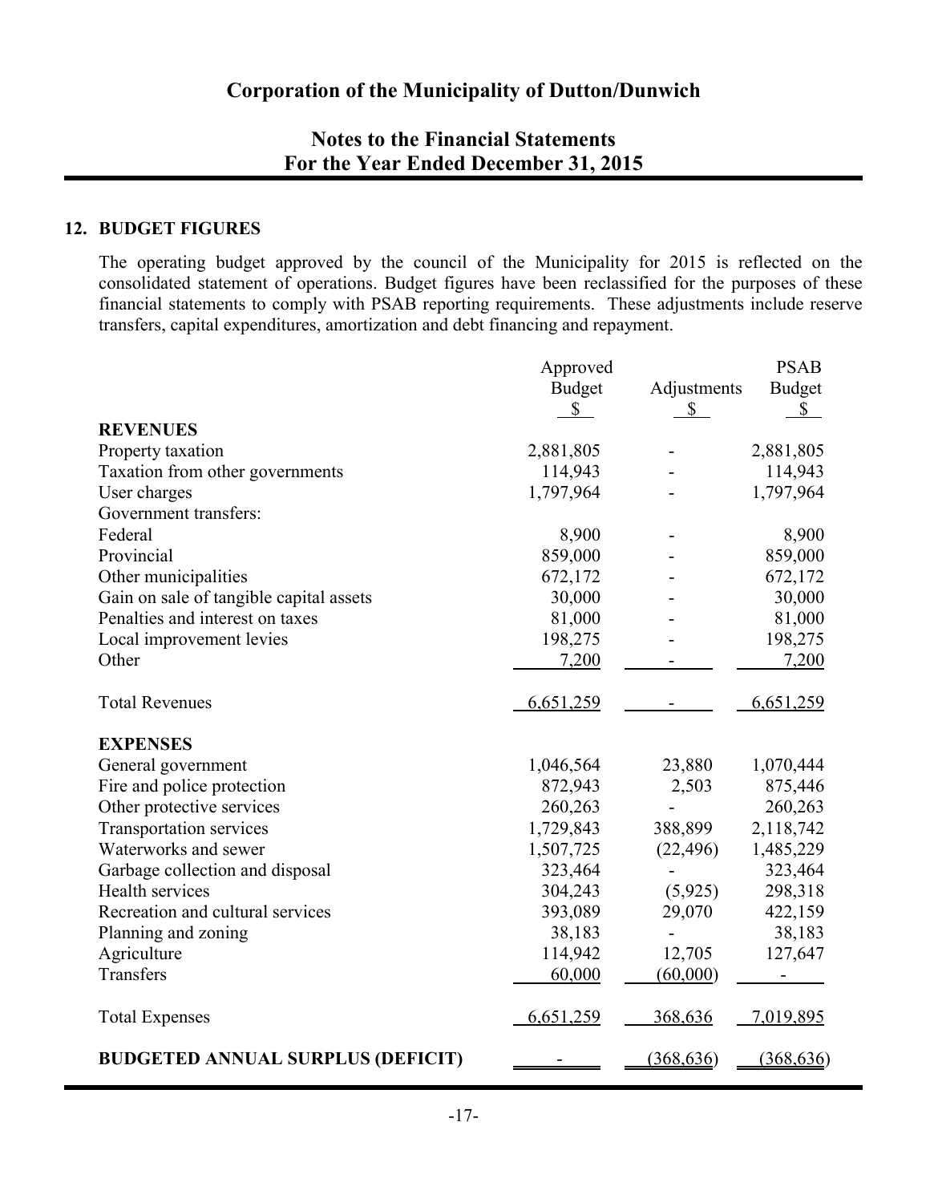# Corporation of the Municipality of Dutton/Dunwich

## Notes to the Financial Statements
## For the Year Ended December 31, 2015

### 12. BUDGET FIGURES

The operating budget approved by the council of the Municipality for 2015 is reflected on the consolidated statement of operations. Budget figures have been reclassified for the purposes of these financial statements to comply with PSAB reporting requirements. These adjustments include reserve transfers, capital expenditures, amortization and debt financing and repayment.

| | Approved Budget $ | Adjustments $ | PSAB Budget $ |
|---|---|---|---|
| **REVENUES** | | | |
| Property taxation | 2,881,805 | - | 2,881,805 |
| Taxation from other governments | 114,943 | - | 114,943 |
| User charges | 1,797,964 | - | 1,797,964 |
| Government transfers: | | | |
| Federal | 8,900 | - | 8,900 |
| Provincial | 859,000 | - | 859,000 |
| Other municipalities | 672,172 | - | 672,172 |
| Gain on sale of tangible capital assets | 30,000 | - | 30,000 |
| Penalties and interest on taxes | 81,000 | - | 81,000 |
| Local improvement levies | 198,275 | - | 198,275 |
| Other | 7,200 | - | 7,200 |
| Total Revenues | 6,651,259 | - | 6,651,259 |
| **EXPENSES** | | | |
| General government | 1,046,564 | 23,880 | 1,070,444 |
| Fire and police protection | 872,943 | 2,503 | 875,446 |
| Other protective services | 260,263 | - | 260,263 |
| Transportation services | 1,729,843 | 388,899 | 2,118,742 |
| Waterworks and sewer | 1,507,725 | (22,496) | 1,485,229 |
| Garbage collection and disposal | 323,464 | - | 323,464 |
| Health services | 304,243 | (5,925) | 298,318 |
| Recreation and cultural services | 393,089 | 29,070 | 422,159 |
| Planning and zoning | 38,183 | - | 38,183 |
| Agriculture | 114,942 | 12,705 | 127,647 |
| Transfers | 60,000 | (60,000) | - |
| Total Expenses | 6,651,259 | 368,636 | 7,019,895 |
| **BUDGETED ANNUAL SURPLUS (DEFICIT)** | - | (368,636) | (368,636) |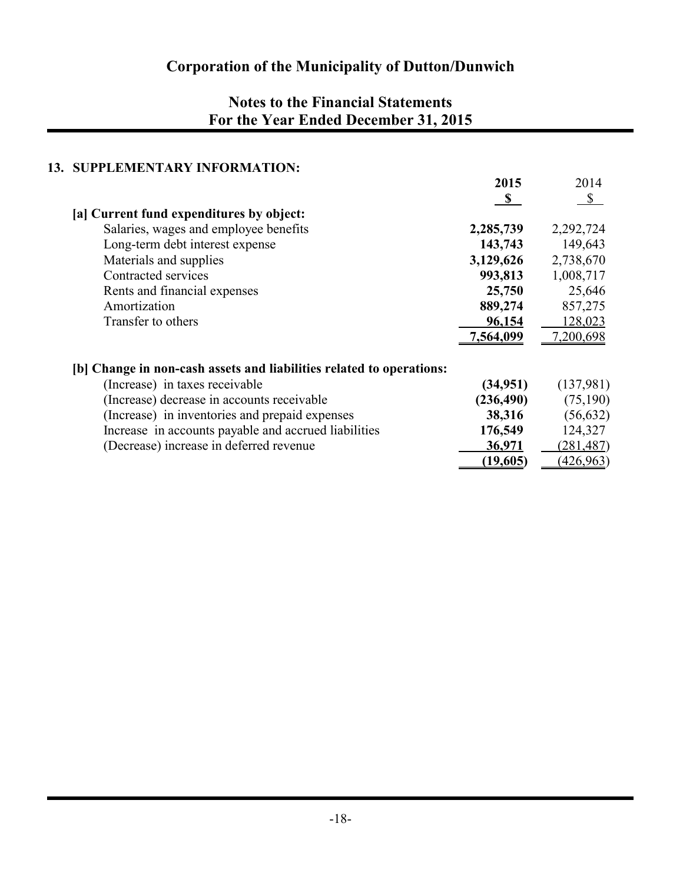# Corporation of the Municipality of Dutton/Dunwich

## Notes to the Financial Statements
## For the Year Ended December 31, 2015

### 13. SUPPLEMENTARY INFORMATION:

| | **2015** | 2014 |
|---|---|---|
| | **$** | $ |
| **[a] Current fund expenditures by object:** | | |
| Salaries, wages and employee benefits | **2,285,739** | 2,292,724 |
| Long-term debt interest expense | **143,743** | 149,643 |
| Materials and supplies | **3,129,626** | 2,738,670 |
| Contracted services | **993,813** | 1,008,717 |
| Rents and financial expenses | **25,750** | 25,646 |
| Amortization | **889,274** | 857,275 |
| Transfer to others | **96,154** | 128,023 |
| | **7,564,099** | 7,200,698 |
| **[b] Change in non-cash assets and liabilities related to operations:** | | |
| (Increase) in taxes receivable | **(34,951)** | (137,981) |
| (Increase) decrease in accounts receivable | **(236,490)** | (75,190) |
| (Increase) in inventories and prepaid expenses | **38,316** | (56,632) |
| Increase in accounts payable and accrued liabilities | **176,549** | 124,327 |
| (Decrease) increase in deferred revenue | **36,971** | (281,487) |
| | **(19,605)** | (426,963) |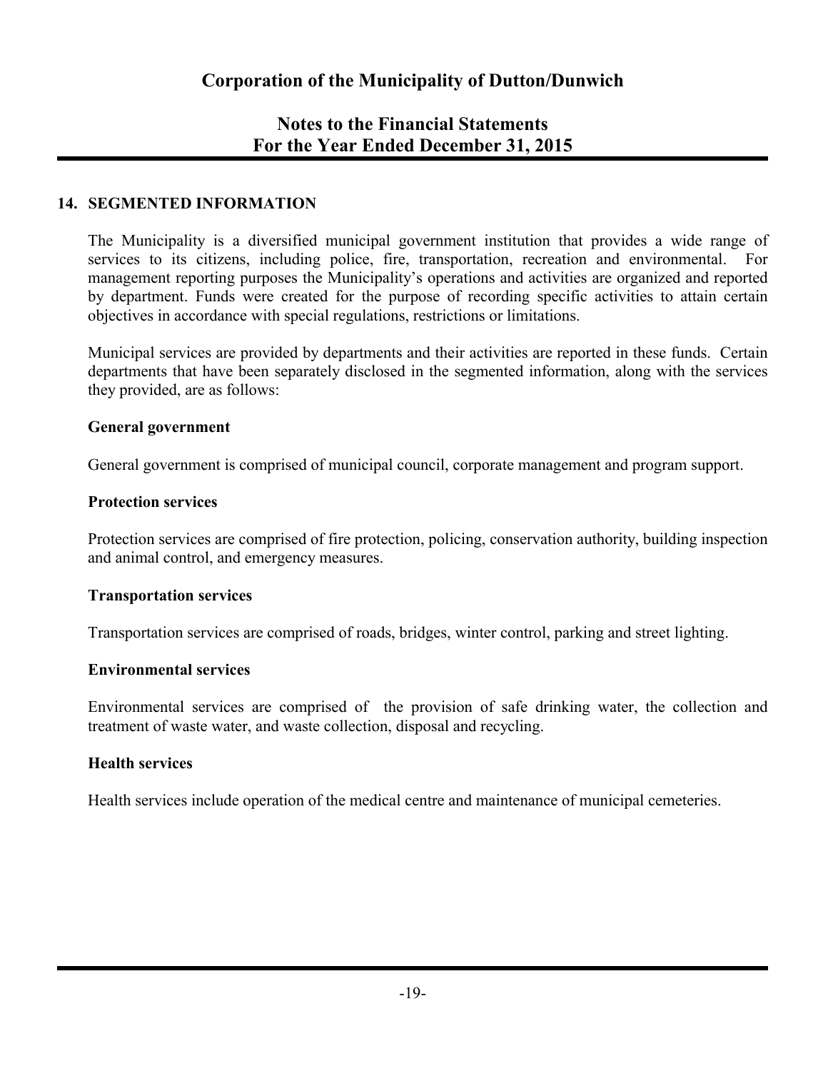## 14. SEGMENTED INFORMATION

The Municipality is a diversified municipal government institution that provides a wide range of services to its citizens, including police, fire, transportation, recreation and environmental. For management reporting purposes the Municipality's operations and activities are organized and reported by department. Funds were created for the purpose of recording specific activities to attain certain objectives in accordance with special regulations, restrictions or limitations.

Municipal services are provided by departments and their activities are reported in these funds. Certain departments that have been separately disclosed in the segmented information, along with the services they provided, are as follows:

**General government**

General government is comprised of municipal council, corporate management and program support.

**Protection services**

Protection services are comprised of fire protection, policing, conservation authority, building inspection and animal control, and emergency measures.

**Transportation services**

Transportation services are comprised of roads, bridges, winter control, parking and street lighting.

**Environmental services**

Environmental services are comprised of the provision of safe drinking water, the collection and treatment of waste water, and waste collection, disposal and recycling.

**Health services**

Health services include operation of the medical centre and maintenance of municipal cemeteries.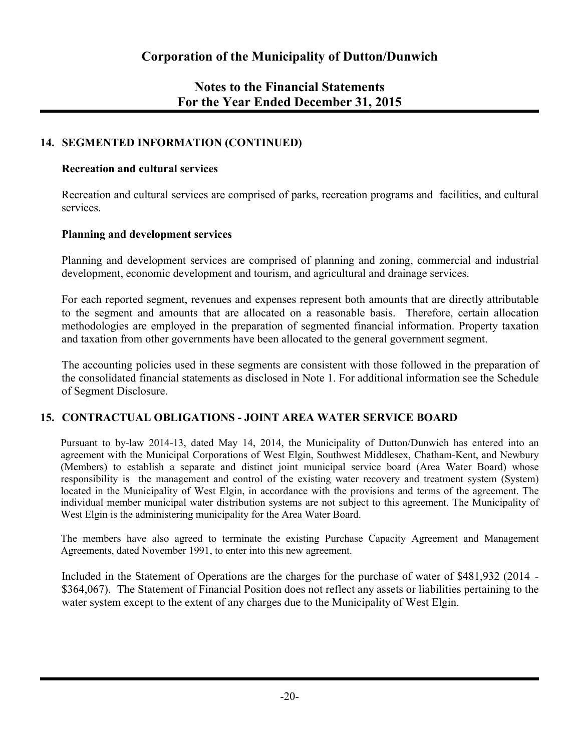## 14. SEGMENTED INFORMATION (CONTINUED)

### Recreation and cultural services

Recreation and cultural services are comprised of parks, recreation programs and facilities, and cultural services.

### Planning and development services

Planning and development services are comprised of planning and zoning, commercial and industrial development, economic development and tourism, and agricultural and drainage services.

For each reported segment, revenues and expenses represent both amounts that are directly attributable to the segment and amounts that are allocated on a reasonable basis. Therefore, certain allocation methodologies are employed in the preparation of segmented financial information. Property taxation and taxation from other governments have been allocated to the general government segment.

The accounting policies used in these segments are consistent with those followed in the preparation of the consolidated financial statements as disclosed in Note 1. For additional information see the Schedule of Segment Disclosure.

## 15. CONTRACTUAL OBLIGATIONS - JOINT AREA WATER SERVICE BOARD

Pursuant to by-law 2014-13, dated May 14, 2014, the Municipality of Dutton/Dunwich has entered into an agreement with the Municipal Corporations of West Elgin, Southwest Middlesex, Chatham-Kent, and Newbury (Members) to establish a separate and distinct joint municipal service board (Area Water Board) whose responsibility is the management and control of the existing water recovery and treatment system (System) located in the Municipality of West Elgin, in accordance with the provisions and terms of the agreement. The individual member municipal water distribution systems are not subject to this agreement. The Municipality of West Elgin is the administering municipality for the Area Water Board.

The members have also agreed to terminate the existing Purchase Capacity Agreement and Management Agreements, dated November 1991, to enter into this new agreement.

Included in the Statement of Operations are the charges for the purchase of water of $481,932 (2014 - $364,067). The Statement of Financial Position does not reflect any assets or liabilities pertaining to the water system except to the extent of any charges due to the Municipality of West Elgin.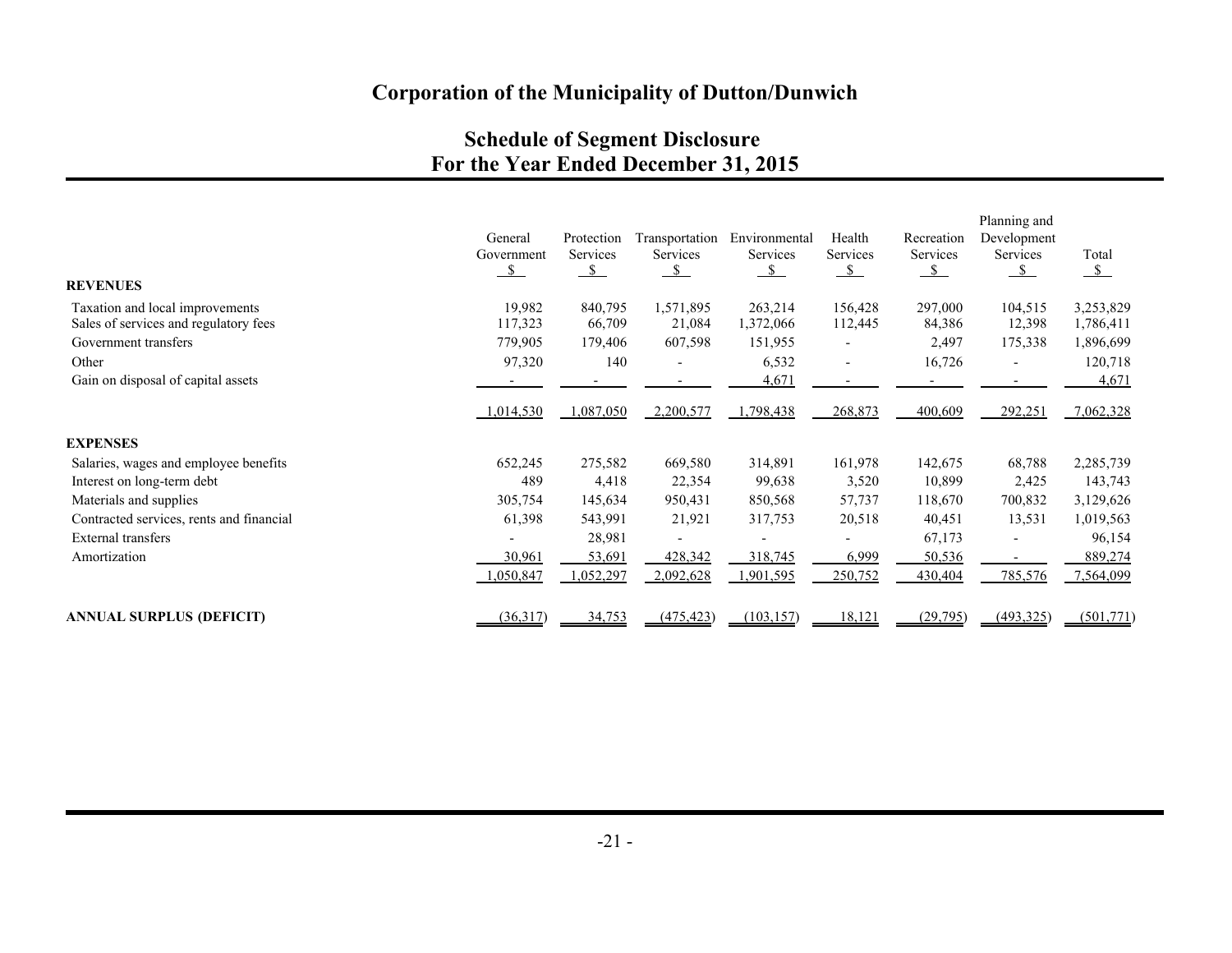# Corporation of the Municipality of Dutton/Dunwich

## Schedule of Segment Disclosure
## For the Year Ended December 31, 2015

| | General Government | Protection Services | Transportation Services | Environmental Services | Health Services | Recreation Services | Planning and Development Services | Total |
|---|---|---|---|---|---|---|---|---|
| | $ | $ | $ | $ | $ | $ | $ | $ |
| **REVENUES** | | | | | | | | |
| Taxation and local improvements | 19,982 | 840,795 | 1,571,895 | 263,214 | 156,428 | 297,000 | 104,515 | 3,253,829 |
| Sales of services and regulatory fees | 117,323 | 66,709 | 21,084 | 1,372,066 | 112,445 | 84,386 | 12,398 | 1,786,411 |
| Government transfers | 779,905 | 179,406 | 607,598 | 151,955 | - | 2,497 | 175,338 | 1,896,699 |
| Other | 97,320 | 140 | - | 6,532 | - | 16,726 | - | 120,718 |
| Gain on disposal of capital assets | - | - | - | 4,671 | - | - | - | 4,671 |
| | 1,014,530 | 1,087,050 | 2,200,577 | 1,798,438 | 268,873 | 400,609 | 292,251 | 7,062,328 |
| **EXPENSES** | | | | | | | | |
| Salaries, wages and employee benefits | 652,245 | 275,582 | 669,580 | 314,891 | 161,978 | 142,675 | 68,788 | 2,285,739 |
| Interest on long-term debt | 489 | 4,418 | 22,354 | 99,638 | 3,520 | 10,899 | 2,425 | 143,743 |
| Materials and supplies | 305,754 | 145,634 | 950,431 | 850,568 | 57,737 | 118,670 | 700,832 | 3,129,626 |
| Contracted services, rents and financial | 61,398 | 543,991 | 21,921 | 317,753 | 20,518 | 40,451 | 13,531 | 1,019,563 |
| External transfers | - | 28,981 | - | - | - | 67,173 | - | 96,154 |
| Amortization | 30,961 | 53,691 | 428,342 | 318,745 | 6,999 | 50,536 | - | 889,274 |
| | 1,050,847 | 1,052,297 | 2,092,628 | 1,901,595 | 250,752 | 430,404 | 785,576 | 7,564,099 |
| **ANNUAL SURPLUS (DEFICIT)** | (36,317) | 34,753 | (475,423) | (103,157) | 18,121 | (29,795) | (493,325) | (501,771) |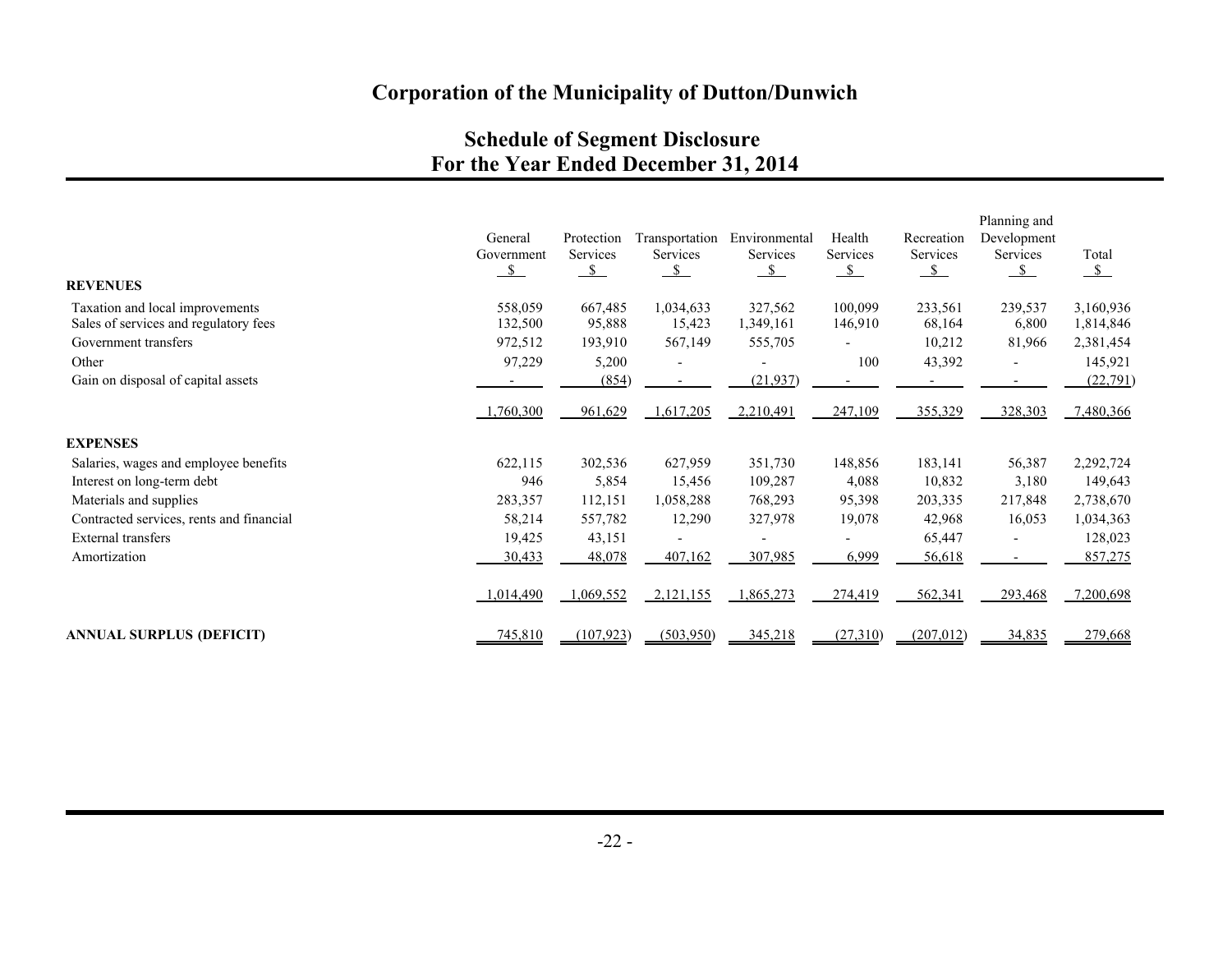# Corporation of the Municipality of Dutton/Dunwich

## Schedule of Segment Disclosure
## For the Year Ended December 31, 2014

| | General Government $ | Protection Services $ | Transportation Services $ | Environmental Services $ | Health Services $ | Recreation Services $ | Planning and Development Services $ | Total $ |
|---|---|---|---|---|---|---|---|---|
| **REVENUES** | | | | | | | | |
| Taxation and local improvements | 558,059 | 667,485 | 1,034,633 | 327,562 | 100,099 | 233,561 | 239,537 | 3,160,936 |
| Sales of services and regulatory fees | 132,500 | 95,888 | 15,423 | 1,349,161 | 146,910 | 68,164 | 6,800 | 1,814,846 |
| Government transfers | 972,512 | 193,910 | 567,149 | 555,705 | - | 10,212 | 81,966 | 2,381,454 |
| Other | 97,229 | 5,200 | - | - | 100 | 43,392 | - | 145,921 |
| Gain on disposal of capital assets | - | (854) | - | (21,937) | - | - | - | (22,791) |
| | 1,760,300 | 961,629 | 1,617,205 | 2,210,491 | 247,109 | 355,329 | 328,303 | 7,480,366 |
| **EXPENSES** | | | | | | | | |
| Salaries, wages and employee benefits | 622,115 | 302,536 | 627,959 | 351,730 | 148,856 | 183,141 | 56,387 | 2,292,724 |
| Interest on long-term debt | 946 | 5,854 | 15,456 | 109,287 | 4,088 | 10,832 | 3,180 | 149,643 |
| Materials and supplies | 283,357 | 112,151 | 1,058,288 | 768,293 | 95,398 | 203,335 | 217,848 | 2,738,670 |
| Contracted services, rents and financial | 58,214 | 557,782 | 12,290 | 327,978 | 19,078 | 42,968 | 16,053 | 1,034,363 |
| External transfers | 19,425 | 43,151 | - | - | - | 65,447 | - | 128,023 |
| Amortization | 30,433 | 48,078 | 407,162 | 307,985 | 6,999 | 56,618 | - | 857,275 |
| | 1,014,490 | 1,069,552 | 2,121,155 | 1,865,273 | 274,419 | 562,341 | 293,468 | 7,200,698 |
| **ANNUAL SURPLUS (DEFICIT)** | 745,810 | (107,923) | (503,950) | 345,218 | (27,310) | (207,012) | 34,835 | 279,668 |